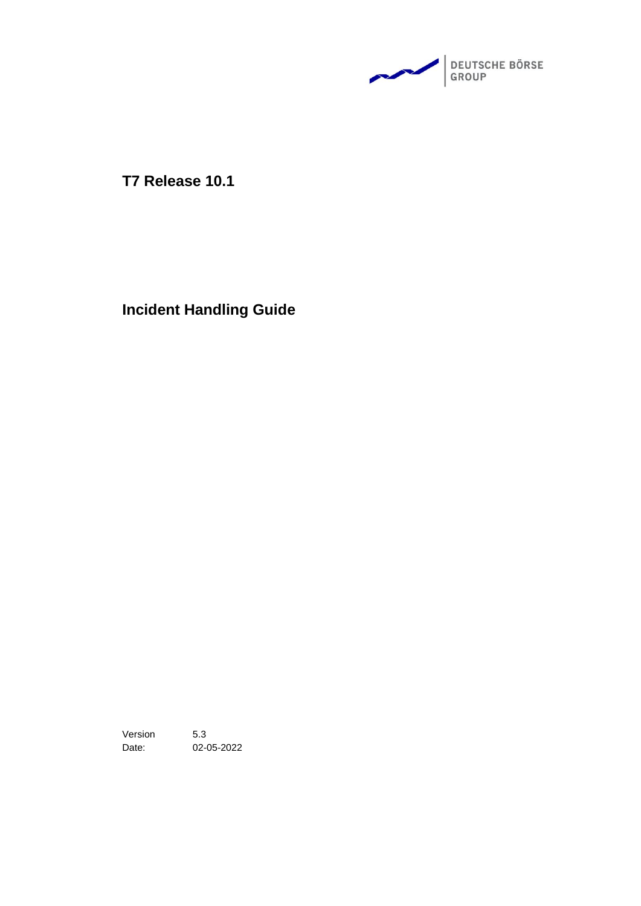DEUTSCHE BÖRSE GROUP

# T7 Release 10.1

# Incident Handling Guide

| | |
|---|---|
| Version | 5.3 |
| Date: | 02-05-2022 |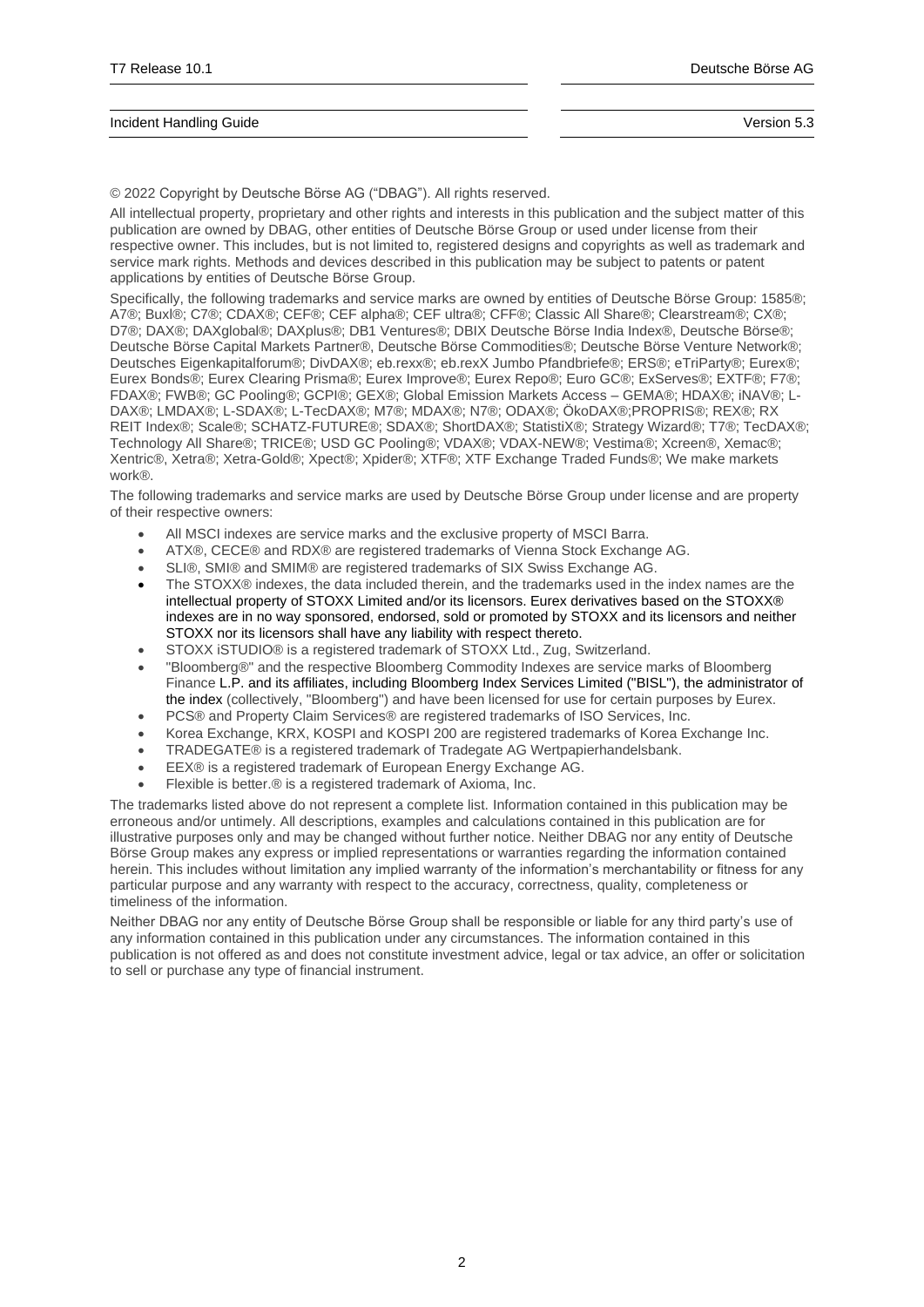© 2022 Copyright by Deutsche Börse AG ("DBAG"). All rights reserved.

All intellectual property, proprietary and other rights and interests in this publication and the subject matter of this publication are owned by DBAG, other entities of Deutsche Börse Group or used under license from their respective owner. This includes, but is not limited to, registered designs and copyrights as well as trademark and service mark rights. Methods and devices described in this publication may be subject to patents or patent applications by entities of Deutsche Börse Group.

Specifically, the following trademarks and service marks are owned by entities of Deutsche Börse Group: 1585®; A7®; Buxl®; C7®; CDAX®; CEF®; CEF alpha®; CEF ultra®; CFF®; Classic All Share®; Clearstream®; CX®; D7®; DAX®; DAXglobal®; DAXplus®; DB1 Ventures®; DBIX Deutsche Börse India Index®, Deutsche Börse®; Deutsche Börse Capital Markets Partner®, Deutsche Börse Commodities®; Deutsche Börse Venture Network®; Deutsches Eigenkapitalforum®; DivDAX®; eb.rexx®; eb.rexX Jumbo Pfandbriefe®; ERS®; eTriParty®; Eurex®; Eurex Bonds®; Eurex Clearing Prisma®; Eurex Improve®; Eurex Repo®; Euro GC®; ExServes®; EXTF®; F7®; FDAX®; FWB®; GC Pooling®; GCPI®; GEX®; Global Emission Markets Access – GEMA®; HDAX®; iNAV®; L-DAX®; LMDAX®; L-SDAX®; L-TecDAX®; M7®; MDAX®; N7®; ODAX®; ÖkoDAX®;PROPRIS®; REX®; RX REIT Index®; Scale®; SCHATZ-FUTURE®; SDAX®; ShortDAX®; StatistiX®; Strategy Wizard®; T7®; TecDAX®; Technology All Share®; TRICE®; USD GC Pooling®; VDAX®; VDAX-NEW®; Vestima®; Xcreen®, Xemac®; Xentric®, Xetra®; Xetra-Gold®; Xpect®; Xpider®; XTF®; XTF Exchange Traded Funds®; We make markets work®.

The following trademarks and service marks are used by Deutsche Börse Group under license and are property of their respective owners:

- All MSCI indexes are service marks and the exclusive property of MSCI Barra.
- ATX®, CECE® and RDX® are registered trademarks of Vienna Stock Exchange AG.
- SLI®, SMI® and SMIM® are registered trademarks of SIX Swiss Exchange AG.
- The STOXX® indexes, the data included therein, and the trademarks used in the index names are the intellectual property of STOXX Limited and/or its licensors. Eurex derivatives based on the STOXX® indexes are in no way sponsored, endorsed, sold or promoted by STOXX and its licensors and neither STOXX nor its licensors shall have any liability with respect thereto.
- STOXX iSTUDIO® is a registered trademark of STOXX Ltd., Zug, Switzerland.
- "Bloomberg®" and the respective Bloomberg Commodity Indexes are service marks of Bloomberg Finance L.P. and its affiliates, including Bloomberg Index Services Limited ("BISL"), the administrator of the index (collectively, "Bloomberg") and have been licensed for use for certain purposes by Eurex.
- PCS® and Property Claim Services® are registered trademarks of ISO Services, Inc.
- Korea Exchange, KRX, KOSPI and KOSPI 200 are registered trademarks of Korea Exchange Inc.
- TRADEGATE® is a registered trademark of Tradegate AG Wertpapierhandelsbank.
- EEX® is a registered trademark of European Energy Exchange AG.
- Flexible is better.® is a registered trademark of Axioma, Inc.

The trademarks listed above do not represent a complete list. Information contained in this publication may be erroneous and/or untimely. All descriptions, examples and calculations contained in this publication are for illustrative purposes only and may be changed without further notice. Neither DBAG nor any entity of Deutsche Börse Group makes any express or implied representations or warranties regarding the information contained herein. This includes without limitation any implied warranty of the information's merchantability or fitness for any particular purpose and any warranty with respect to the accuracy, correctness, quality, completeness or timeliness of the information.

Neither DBAG nor any entity of Deutsche Börse Group shall be responsible or liable for any third party's use of any information contained in this publication under any circumstances. The information contained in this publication is not offered as and does not constitute investment advice, legal or tax advice, an offer or solicitation to sell or purchase any type of financial instrument.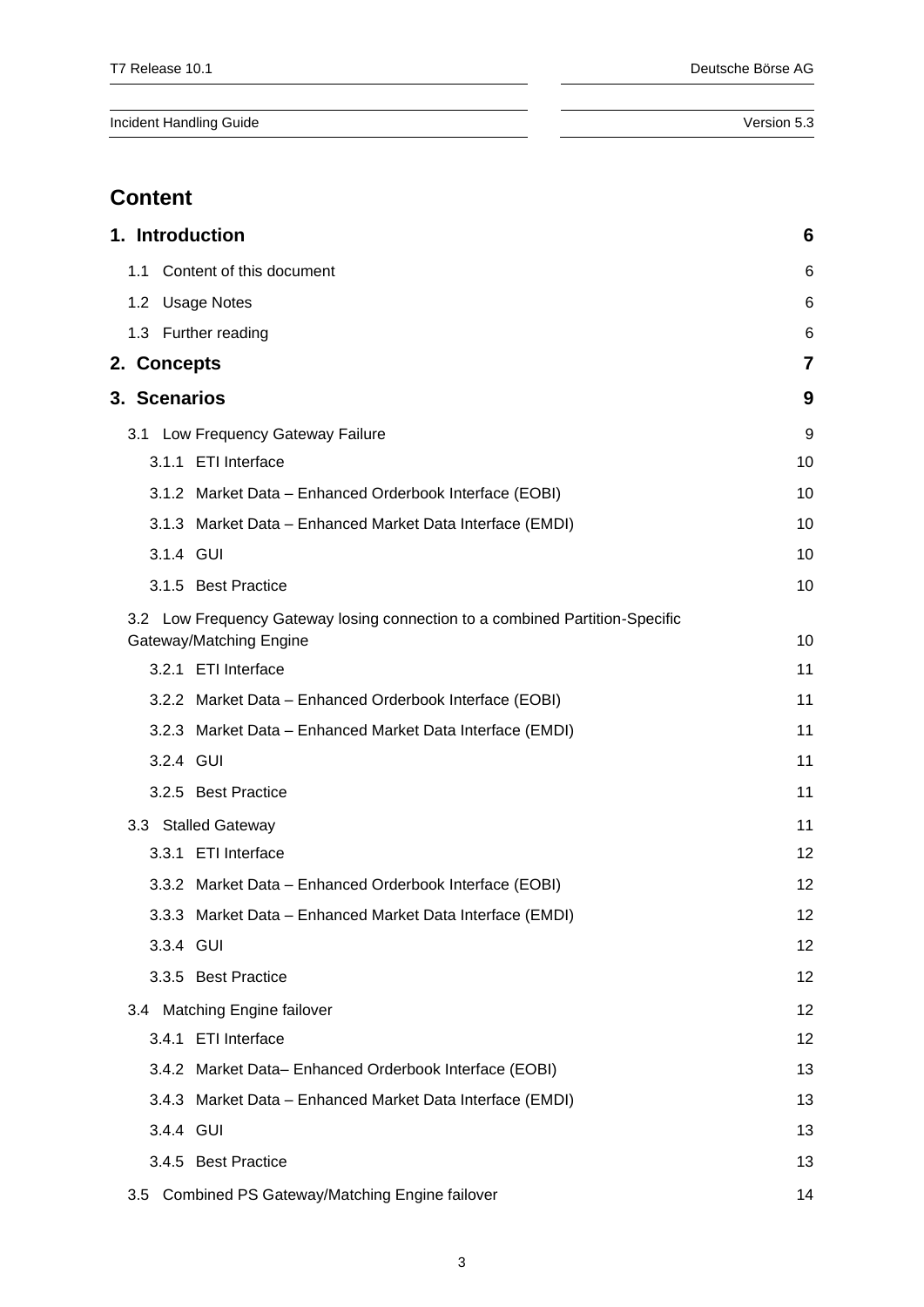# Content

| | |
|---|---|
| **1. Introduction** | **6** |
| 1.1 Content of this document | 6 |
| 1.2 Usage Notes | 6 |
| 1.3 Further reading | 6 |
| **2. Concepts** | **7** |
| **3. Scenarios** | **9** |
| 3.1 Low Frequency Gateway Failure | 9 |
| 3.1.1 ETI Interface | 10 |
| 3.1.2 Market Data – Enhanced Orderbook Interface (EOBI) | 10 |
| 3.1.3 Market Data – Enhanced Market Data Interface (EMDI) | 10 |
| 3.1.4 GUI | 10 |
| 3.1.5 Best Practice | 10 |
| 3.2 Low Frequency Gateway losing connection to a combined Partition-Specific Gateway/Matching Engine | 10 |
| 3.2.1 ETI Interface | 11 |
| 3.2.2 Market Data – Enhanced Orderbook Interface (EOBI) | 11 |
| 3.2.3 Market Data – Enhanced Market Data Interface (EMDI) | 11 |
| 3.2.4 GUI | 11 |
| 3.2.5 Best Practice | 11 |
| 3.3 Stalled Gateway | 11 |
| 3.3.1 ETI Interface | 12 |
| 3.3.2 Market Data – Enhanced Orderbook Interface (EOBI) | 12 |
| 3.3.3 Market Data – Enhanced Market Data Interface (EMDI) | 12 |
| 3.3.4 GUI | 12 |
| 3.3.5 Best Practice | 12 |
| 3.4 Matching Engine failover | 12 |
| 3.4.1 ETI Interface | 12 |
| 3.4.2 Market Data– Enhanced Orderbook Interface (EOBI) | 13 |
| 3.4.3 Market Data – Enhanced Market Data Interface (EMDI) | 13 |
| 3.4.4 GUI | 13 |
| 3.4.5 Best Practice | 13 |
| 3.5 Combined PS Gateway/Matching Engine failover | 14 |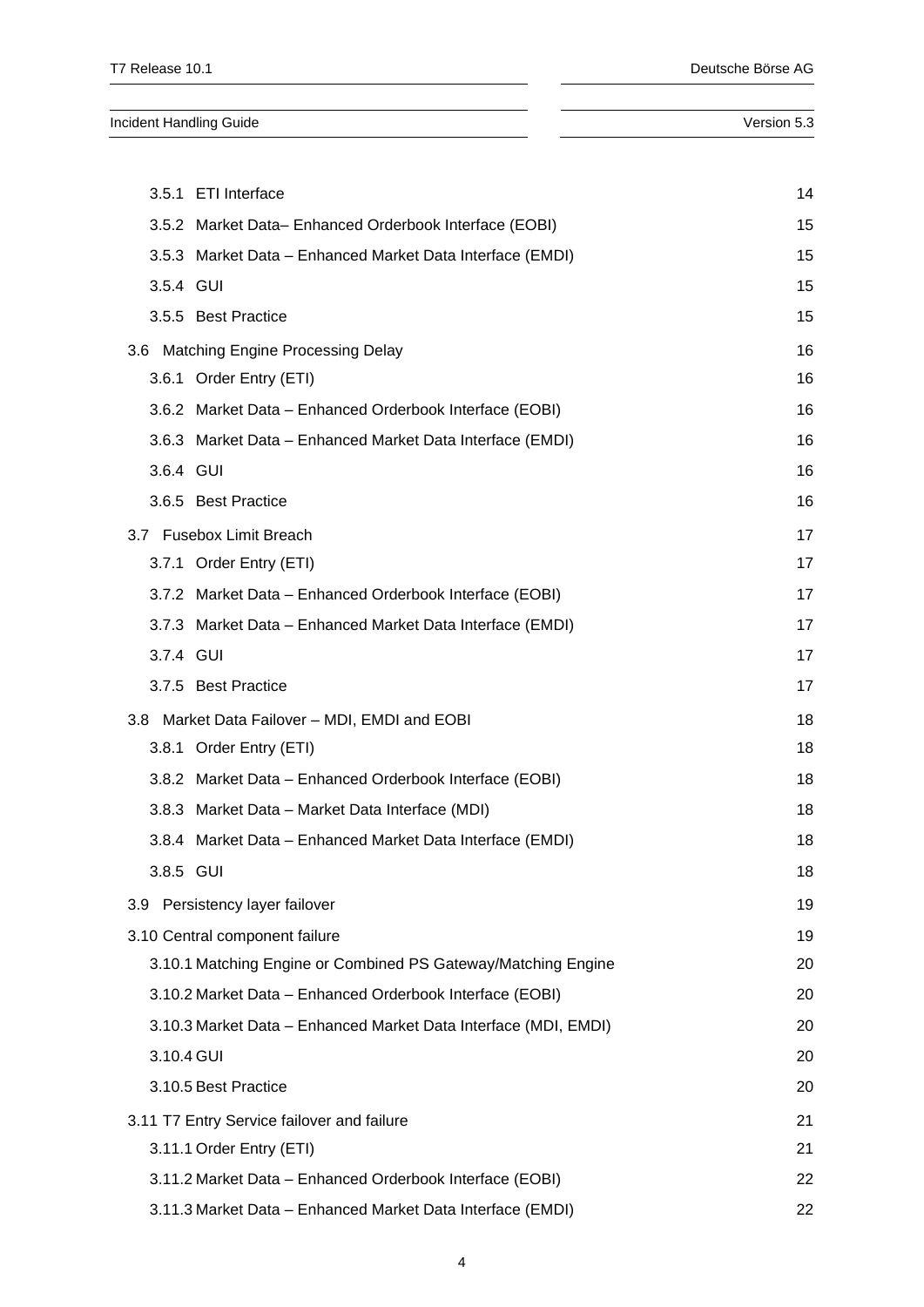3.5.1 ETI Interface 14

3.5.2 Market Data– Enhanced Orderbook Interface (EOBI) 15

3.5.3 Market Data – Enhanced Market Data Interface (EMDI) 15

3.5.4 GUI 15

3.5.5 Best Practice 15

3.6 Matching Engine Processing Delay 16

3.6.1 Order Entry (ETI) 16

3.6.2 Market Data – Enhanced Orderbook Interface (EOBI) 16

3.6.3 Market Data – Enhanced Market Data Interface (EMDI) 16

3.6.4 GUI 16

3.6.5 Best Practice 16

3.7 Fusebox Limit Breach 17

3.7.1 Order Entry (ETI) 17

3.7.2 Market Data – Enhanced Orderbook Interface (EOBI) 17

3.7.3 Market Data – Enhanced Market Data Interface (EMDI) 17

3.7.4 GUI 17

3.7.5 Best Practice 17

3.8 Market Data Failover – MDI, EMDI and EOBI 18

3.8.1 Order Entry (ETI) 18

3.8.2 Market Data – Enhanced Orderbook Interface (EOBI) 18

3.8.3 Market Data – Market Data Interface (MDI) 18

3.8.4 Market Data – Enhanced Market Data Interface (EMDI) 18

3.8.5 GUI 18

3.9 Persistency layer failover 19

3.10 Central component failure 19

3.10.1 Matching Engine or Combined PS Gateway/Matching Engine 20

3.10.2 Market Data – Enhanced Orderbook Interface (EOBI) 20

3.10.3 Market Data – Enhanced Market Data Interface (MDI, EMDI) 20

3.10.4 GUI 20

3.10.5 Best Practice 20

3.11 T7 Entry Service failover and failure 21

3.11.1 Order Entry (ETI) 21

3.11.2 Market Data – Enhanced Orderbook Interface (EOBI) 22

3.11.3 Market Data – Enhanced Market Data Interface (EMDI) 22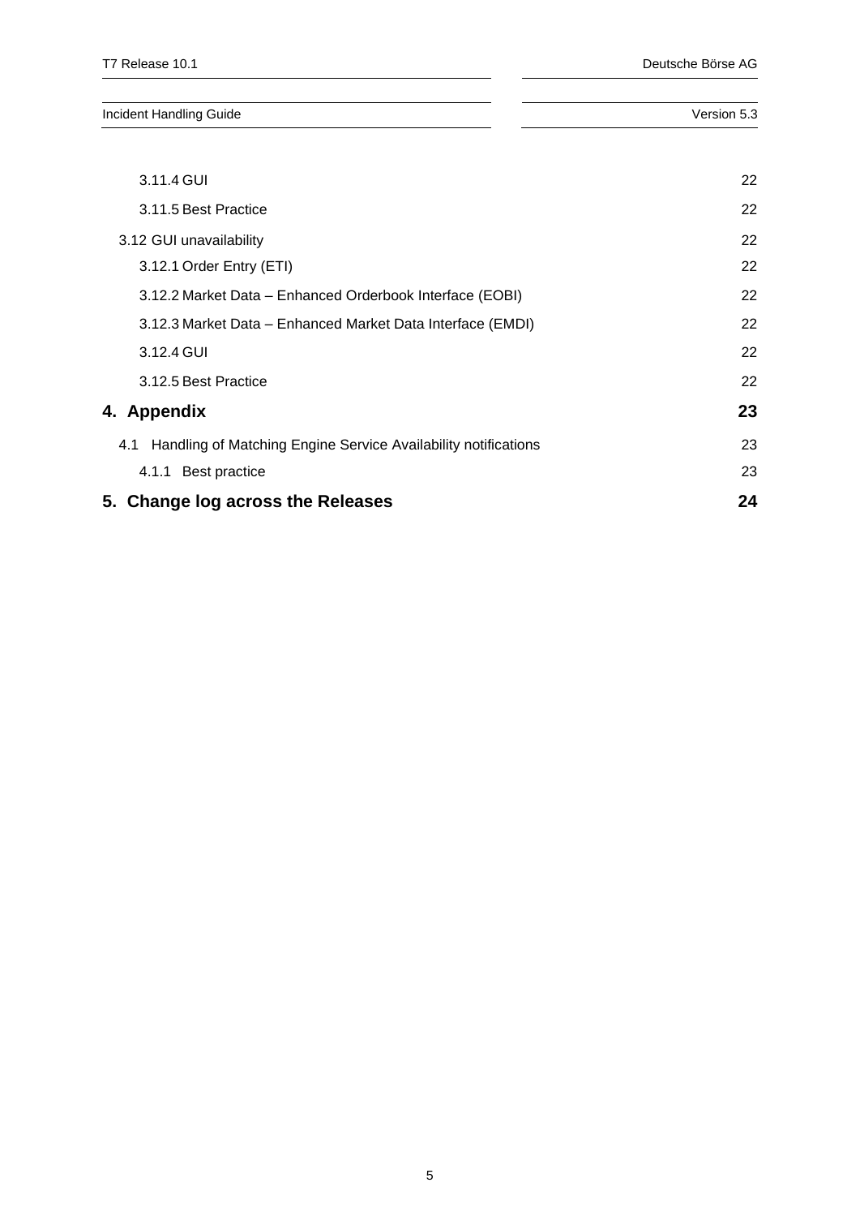3.11.4 GUI 22

3.11.5 Best Practice 22

3.12 GUI unavailability 22

3.12.1 Order Entry (ETI) 22

3.12.2 Market Data – Enhanced Orderbook Interface (EOBI) 22

3.12.3 Market Data – Enhanced Market Data Interface (EMDI) 22

3.12.4 GUI 22

3.12.5 Best Practice 22

**4. Appendix 23**

4.1 Handling of Matching Engine Service Availability notifications 23

4.1.1 Best practice 23

**5. Change log across the Releases 24**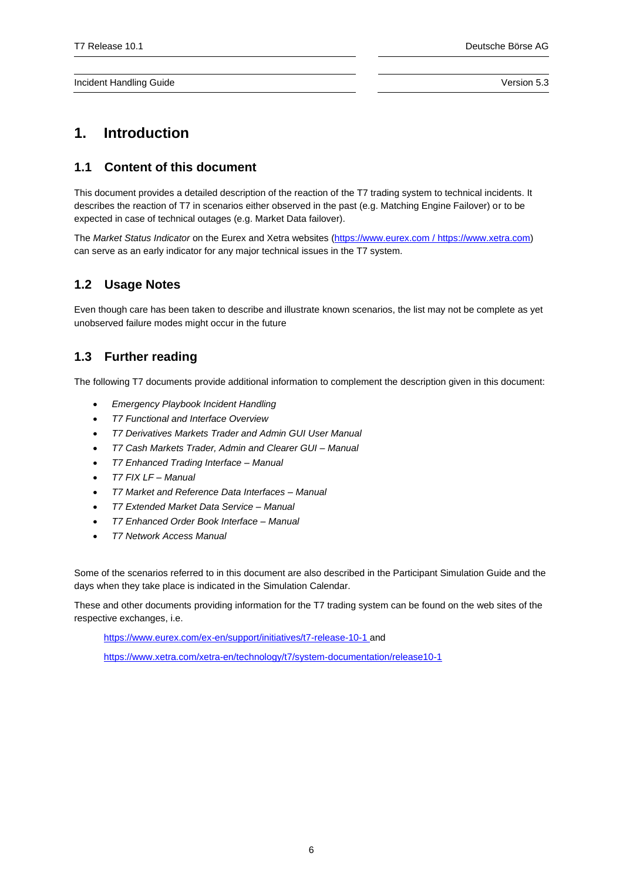# 1. Introduction

## 1.1 Content of this document

This document provides a detailed description of the reaction of the T7 trading system to technical incidents. It describes the reaction of T7 in scenarios either observed in the past (e.g. Matching Engine Failover) or to be expected in case of technical outages (e.g. Market Data failover).

The *Market Status Indicator* on the Eurex and Xetra websites (https://www.eurex.com / https://www.xetra.com) can serve as an early indicator for any major technical issues in the T7 system.

## 1.2 Usage Notes

Even though care has been taken to describe and illustrate known scenarios, the list may not be complete as yet unobserved failure modes might occur in the future

## 1.3 Further reading

The following T7 documents provide additional information to complement the description given in this document:

- *Emergency Playbook Incident Handling*
- *T7 Functional and Interface Overview*
- *T7 Derivatives Markets Trader and Admin GUI User Manual*
- *T7 Cash Markets Trader, Admin and Clearer GUI – Manual*
- *T7 Enhanced Trading Interface – Manual*
- *T7 FIX LF – Manual*
- *T7 Market and Reference Data Interfaces – Manual*
- *T7 Extended Market Data Service – Manual*
- *T7 Enhanced Order Book Interface – Manual*
- *T7 Network Access Manual*

Some of the scenarios referred to in this document are also described in the Participant Simulation Guide and the days when they take place is indicated in the Simulation Calendar.

These and other documents providing information for the T7 trading system can be found on the web sites of the respective exchanges, i.e.

https://www.eurex.com/ex-en/support/initiatives/t7-release-10-1 and

https://www.xetra.com/xetra-en/technology/t7/system-documentation/release10-1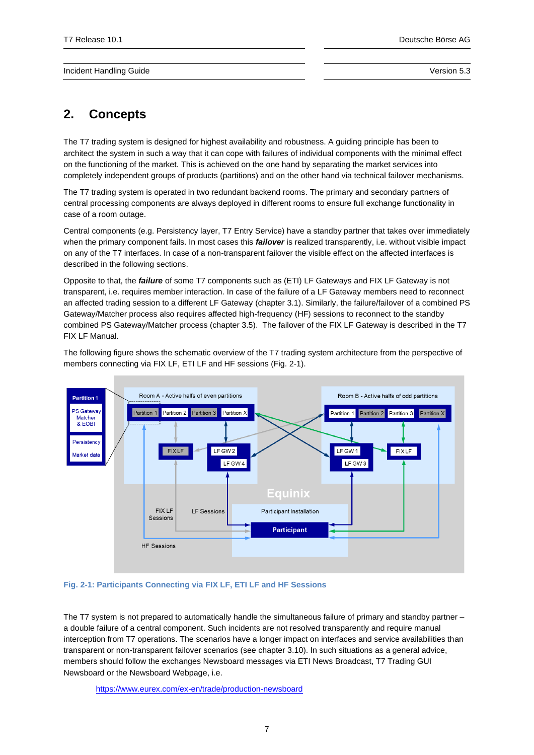# 2. Concepts

The T7 trading system is designed for highest availability and robustness. A guiding principle has been to architect the system in such a way that it can cope with failures of individual components with the minimal effect on the functioning of the market. This is achieved on the one hand by separating the market services into completely independent groups of products (partitions) and on the other hand via technical failover mechanisms.

The T7 trading system is operated in two redundant backend rooms. The primary and secondary partners of central processing components are always deployed in different rooms to ensure full exchange functionality in case of a room outage.

Central components (e.g. Persistency layer, T7 Entry Service) have a standby partner that takes over immediately when the primary component fails. In most cases this ***failover*** is realized transparently, i.e. without visible impact on any of the T7 interfaces. In case of a non-transparent failover the visible effect on the affected interfaces is described in the following sections.

Opposite to that, the ***failure*** of some T7 components such as (ETI) LF Gateways and FIX LF Gateway is not transparent, i.e. requires member interaction. In case of the failure of a LF Gateway members need to reconnect an affected trading session to a different LF Gateway (chapter 3.1). Similarly, the failure/failover of a combined PS Gateway/Matcher process also requires affected high-frequency (HF) sessions to reconnect to the standby combined PS Gateway/Matcher process (chapter 3.5). The failover of the FIX LF Gateway is described in the T7 FIX LF Manual.

The following figure shows the schematic overview of the T7 trading system architecture from the perspective of members connecting via FIX LF, ETI LF and HF sessions (Fig. 2-1).

Fig. 2-1: Participants Connecting via FIX LF, ETI LF and HF Sessions

The T7 system is not prepared to automatically handle the simultaneous failure of primary and standby partner – a double failure of a central component. Such incidents are not resolved transparently and require manual interception from T7 operations. The scenarios have a longer impact on interfaces and service availabilities than transparent or non-transparent failover scenarios (see chapter 3.10). In such situations as a general advice, members should follow the exchanges Newsboard messages via ETI News Broadcast, T7 Trading GUI Newsboard or the Newsboard Webpage, i.e.

https://www.eurex.com/ex-en/trade/production-newsboard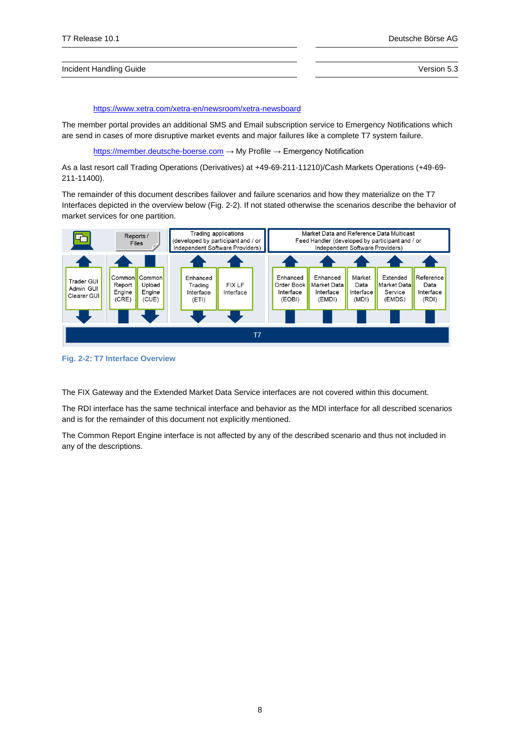https://www.xetra.com/xetra-en/newsroom/xetra-newsboard

The member portal provides an additional SMS and Email subscription service to Emergency Notifications which are send in cases of more disruptive market events and major failures like a complete T7 system failure.

https://member.deutsche-boerse.com → My Profile → Emergency Notification

As a last resort call Trading Operations (Derivatives) at +49-69-211-11210)/Cash Markets Operations (+49-69-211-11400).

The remainder of this document describes failover and failure scenarios and how they materialize on the T7 Interfaces depicted in the overview below (Fig. 2-2). If not stated otherwise the scenarios describe the behavior of market services for one partition.

Fig. 2-2: T7 Interface Overview

The FIX Gateway and the Extended Market Data Service interfaces are not covered within this document.

The RDI interface has the same technical interface and behavior as the MDI interface for all described scenarios and is for the remainder of this document not explicitly mentioned.

The Common Report Engine interface is not affected by any of the described scenario and thus not included in any of the descriptions.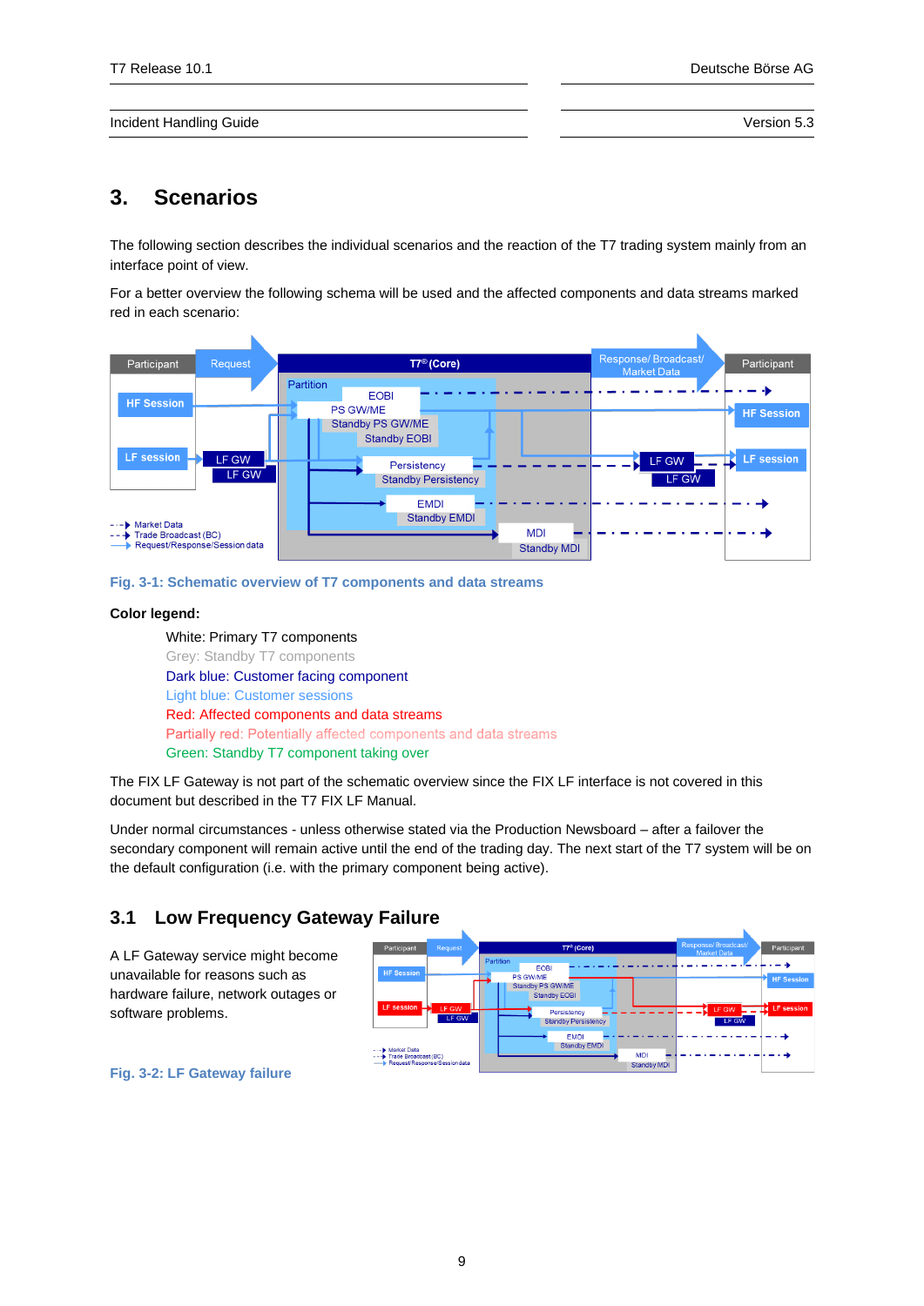# 3. Scenarios

The following section describes the individual scenarios and the reaction of the T7 trading system mainly from an interface point of view.

For a better overview the following schema will be used and the affected components and data streams marked red in each scenario:

Fig. 3-1: Schematic overview of T7 components and data streams

**Color legend:**

White: Primary T7 components
Grey: Standby T7 components
Dark blue: Customer facing component
Light blue: Customer sessions
Red: Affected components and data streams
Partially red: Potentially affected components and data streams
Green: Standby T7 component taking over

The FIX LF Gateway is not part of the schematic overview since the FIX LF interface is not covered in this document but described in the T7 FIX LF Manual.

Under normal circumstances - unless otherwise stated via the Production Newsboard – after a failover the secondary component will remain active until the end of the trading day. The next start of the T7 system will be on the default configuration (i.e. with the primary component being active).

## 3.1 Low Frequency Gateway Failure

A LF Gateway service might become unavailable for reasons such as hardware failure, network outages or software problems.

Fig. 3-2: LF Gateway failure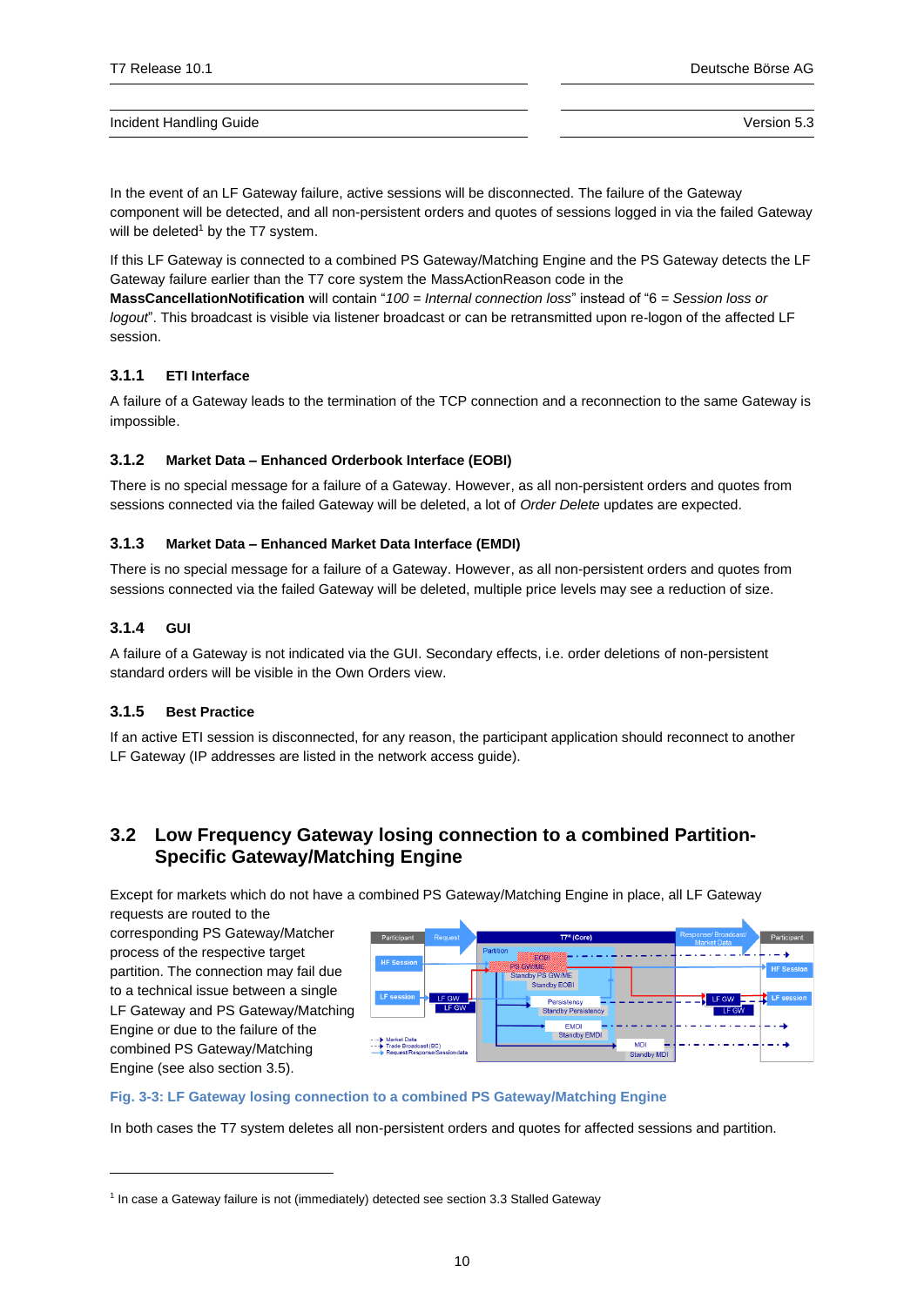In the event of an LF Gateway failure, active sessions will be disconnected. The failure of the Gateway component will be detected, and all non-persistent orders and quotes of sessions logged in via the failed Gateway will be deleted[1] by the T7 system.

If this LF Gateway is connected to a combined PS Gateway/Matching Engine and the PS Gateway detects the LF Gateway failure earlier than the T7 core system the MassActionReason code in the **MassCancellationNotification** will contain "*100 = Internal connection loss*" instead of "6 = *Session loss or logout*". This broadcast is visible via listener broadcast or can be retransmitted upon re-logon of the affected LF session.

### 3.1.1 ETI Interface

A failure of a Gateway leads to the termination of the TCP connection and a reconnection to the same Gateway is impossible.

### 3.1.2 Market Data – Enhanced Orderbook Interface (EOBI)

There is no special message for a failure of a Gateway. However, as all non-persistent orders and quotes from sessions connected via the failed Gateway will be deleted, a lot of *Order Delete* updates are expected.

### 3.1.3 Market Data – Enhanced Market Data Interface (EMDI)

There is no special message for a failure of a Gateway. However, as all non-persistent orders and quotes from sessions connected via the failed Gateway will be deleted, multiple price levels may see a reduction of size.

### 3.1.4 GUI

A failure of a Gateway is not indicated via the GUI. Secondary effects, i.e. order deletions of non-persistent standard orders will be visible in the Own Orders view.

### 3.1.5 Best Practice

If an active ETI session is disconnected, for any reason, the participant application should reconnect to another LF Gateway (IP addresses are listed in the network access guide).

## 3.2 Low Frequency Gateway losing connection to a combined Partition-Specific Gateway/Matching Engine

Except for markets which do not have a combined PS Gateway/Matching Engine in place, all LF Gateway requests are routed to the corresponding PS Gateway/Matcher process of the respective target partition. The connection may fail due to a technical issue between a single LF Gateway and PS Gateway/Matching Engine or due to the failure of the combined PS Gateway/Matching Engine (see also section 3.5).

Fig. 3-3: LF Gateway losing connection to a combined PS Gateway/Matching Engine

In both cases the T7 system deletes all non-persistent orders and quotes for affected sessions and partition.

[1] In case a Gateway failure is not (immediately) detected see section 3.3 Stalled Gateway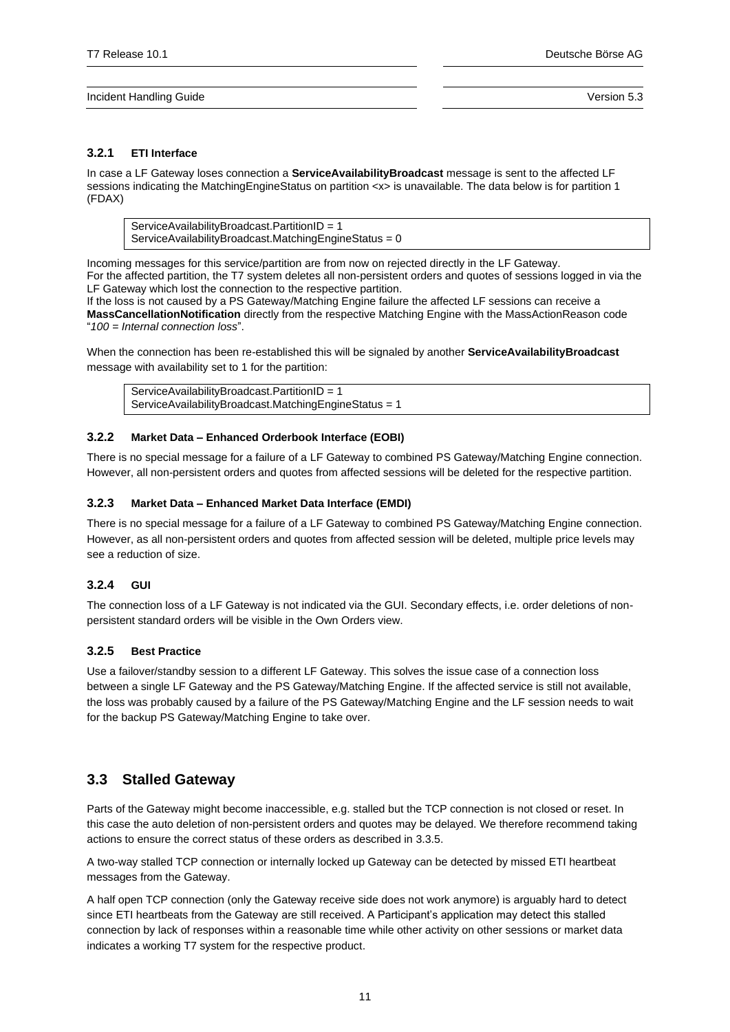### 3.2.1 ETI Interface

In case a LF Gateway loses connection a **ServiceAvailabilityBroadcast** message is sent to the affected LF sessions indicating the MatchingEngineStatus on partition <x> is unavailable. The data below is for partition 1 (FDAX)

```
ServiceAvailabilityBroadcast.PartitionID = 1
ServiceAvailabilityBroadcast.MatchingEngineStatus = 0
```

Incoming messages for this service/partition are from now on rejected directly in the LF Gateway.
For the affected partition, the T7 system deletes all non-persistent orders and quotes of sessions logged in via the LF Gateway which lost the connection to the respective partition.
If the loss is not caused by a PS Gateway/Matching Engine failure the affected LF sessions can receive a **MassCancellationNotification** directly from the respective Matching Engine with the MassActionReason code "*100 = Internal connection loss*".

When the connection has been re-established this will be signaled by another **ServiceAvailabilityBroadcast** message with availability set to 1 for the partition:

```
ServiceAvailabilityBroadcast.PartitionID = 1
ServiceAvailabilityBroadcast.MatchingEngineStatus = 1
```

### 3.2.2 Market Data – Enhanced Orderbook Interface (EOBI)

There is no special message for a failure of a LF Gateway to combined PS Gateway/Matching Engine connection. However, all non-persistent orders and quotes from affected sessions will be deleted for the respective partition.

### 3.2.3 Market Data – Enhanced Market Data Interface (EMDI)

There is no special message for a failure of a LF Gateway to combined PS Gateway/Matching Engine connection. However, as all non-persistent orders and quotes from affected session will be deleted, multiple price levels may see a reduction of size.

### 3.2.4 GUI

The connection loss of a LF Gateway is not indicated via the GUI. Secondary effects, i.e. order deletions of non-persistent standard orders will be visible in the Own Orders view.

### 3.2.5 Best Practice

Use a failover/standby session to a different LF Gateway. This solves the issue case of a connection loss between a single LF Gateway and the PS Gateway/Matching Engine. If the affected service is still not available, the loss was probably caused by a failure of the PS Gateway/Matching Engine and the LF session needs to wait for the backup PS Gateway/Matching Engine to take over.

## 3.3 Stalled Gateway

Parts of the Gateway might become inaccessible, e.g. stalled but the TCP connection is not closed or reset. In this case the auto deletion of non-persistent orders and quotes may be delayed. We therefore recommend taking actions to ensure the correct status of these orders as described in 3.3.5.

A two-way stalled TCP connection or internally locked up Gateway can be detected by missed ETI heartbeat messages from the Gateway.

A half open TCP connection (only the Gateway receive side does not work anymore) is arguably hard to detect since ETI heartbeats from the Gateway are still received. A Participant's application may detect this stalled connection by lack of responses within a reasonable time while other activity on other sessions or market data indicates a working T7 system for the respective product.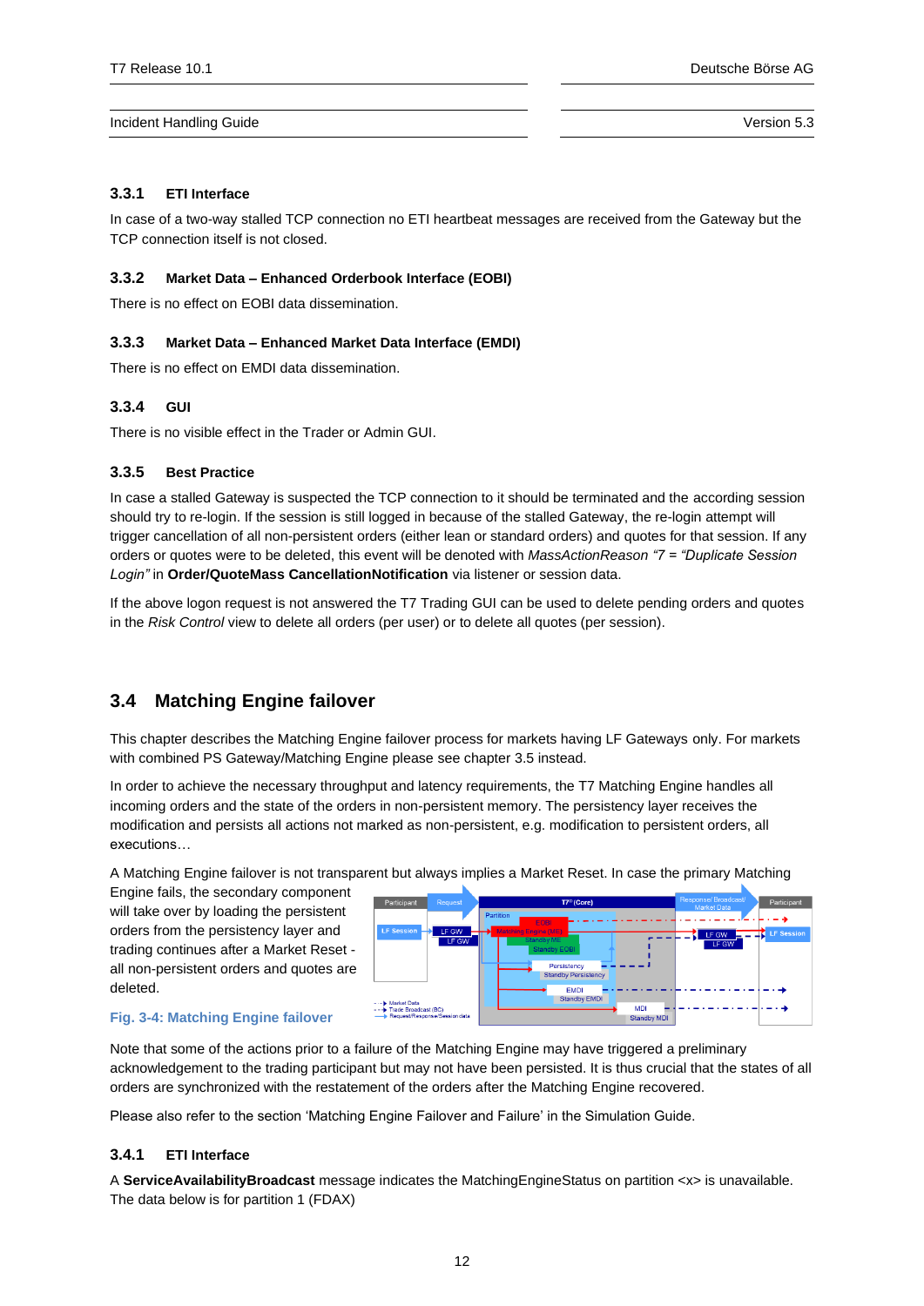### 3.3.1 ETI Interface

In case of a two-way stalled TCP connection no ETI heartbeat messages are received from the Gateway but the TCP connection itself is not closed.

### 3.3.2 Market Data – Enhanced Orderbook Interface (EOBI)

There is no effect on EOBI data dissemination.

### 3.3.3 Market Data – Enhanced Market Data Interface (EMDI)

There is no effect on EMDI data dissemination.

### 3.3.4 GUI

There is no visible effect in the Trader or Admin GUI.

### 3.3.5 Best Practice

In case a stalled Gateway is suspected the TCP connection to it should be terminated and the according session should try to re-login. If the session is still logged in because of the stalled Gateway, the re-login attempt will trigger cancellation of all non-persistent orders (either lean or standard orders) and quotes for that session. If any orders or quotes were to be deleted, this event will be denoted with *MassActionReason "7 = "Duplicate Session Login"* in **Order/QuoteMass CancellationNotification** via listener or session data.

If the above logon request is not answered the T7 Trading GUI can be used to delete pending orders and quotes in the *Risk Control* view to delete all orders (per user) or to delete all quotes (per session).

## 3.4 Matching Engine failover

This chapter describes the Matching Engine failover process for markets having LF Gateways only. For markets with combined PS Gateway/Matching Engine please see chapter 3.5 instead.

In order to achieve the necessary throughput and latency requirements, the T7 Matching Engine handles all incoming orders and the state of the orders in non-persistent memory. The persistency layer receives the modification and persists all actions not marked as non-persistent, e.g. modification to persistent orders, all executions…

A Matching Engine failover is not transparent but always implies a Market Reset. In case the primary Matching Engine fails, the secondary component will take over by loading the persistent orders from the persistency layer and trading continues after a Market Reset - all non-persistent orders and quotes are deleted.

Fig. 3-4: Matching Engine failover

Note that some of the actions prior to a failure of the Matching Engine may have triggered a preliminary acknowledgement to the trading participant but may not have been persisted. It is thus crucial that the states of all orders are synchronized with the restatement of the orders after the Matching Engine recovered.

Please also refer to the section 'Matching Engine Failover and Failure' in the Simulation Guide.

### 3.4.1 ETI Interface

A **ServiceAvailabilityBroadcast** message indicates the MatchingEngineStatus on partition <x> is unavailable. The data below is for partition 1 (FDAX)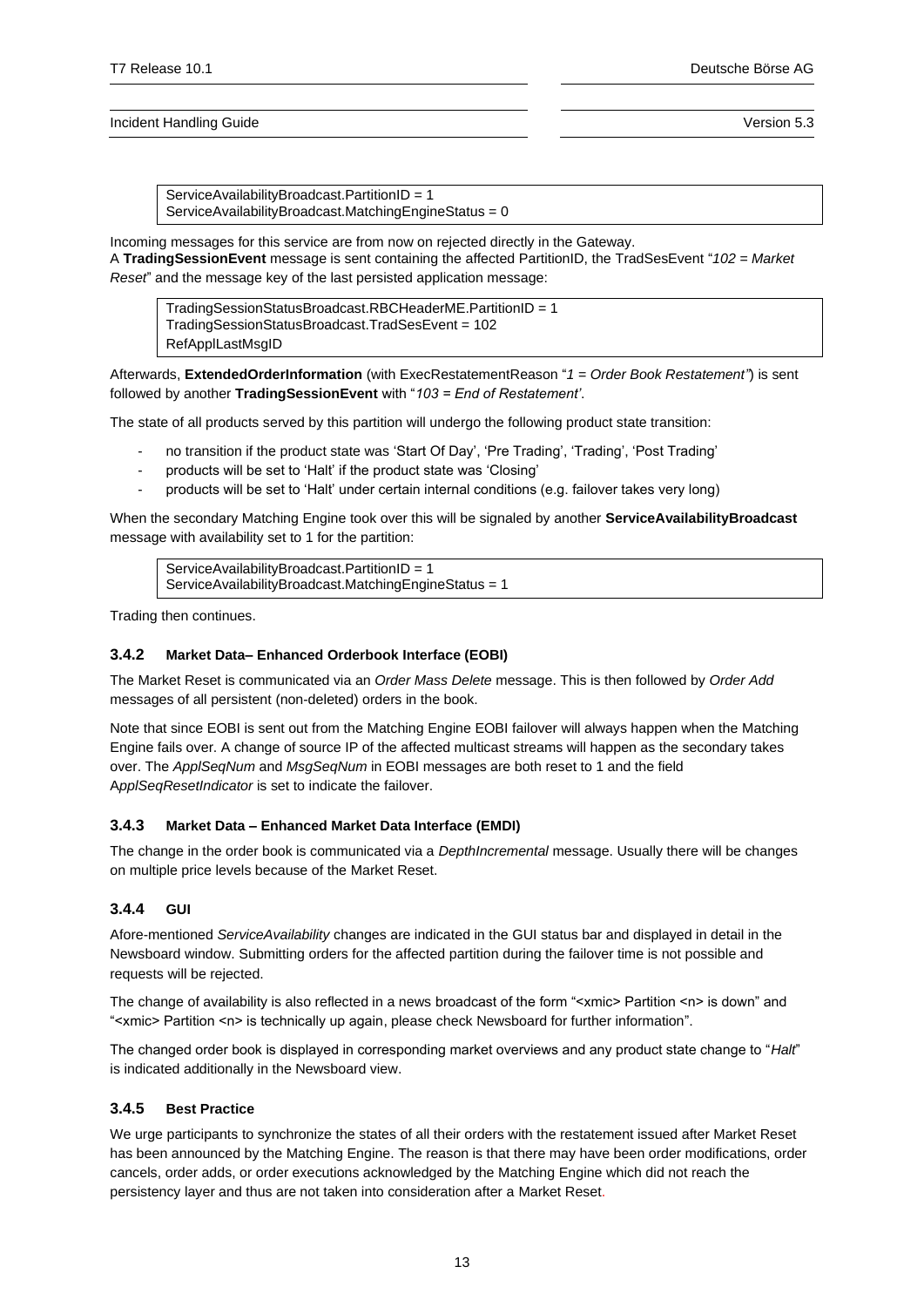```
ServiceAvailabilityBroadcast.PartitionID = 1
ServiceAvailabilityBroadcast.MatchingEngineStatus = 0
```

Incoming messages for this service are from now on rejected directly in the Gateway.
A **TradingSessionEvent** message is sent containing the affected PartitionID, the TradSesEvent "*102 = Market Reset*" and the message key of the last persisted application message:

```
TradingSessionStatusBroadcast.RBCHeaderME.PartitionID = 1
TradingSessionStatusBroadcast.TradSesEvent = 102
RefApplLastMsgID
```

Afterwards, **ExtendedOrderInformation** (with ExecRestatementReason "*1 = Order Book Restatement"*) is sent followed by another **TradingSessionEvent** with "*103 = End of Restatement'*.

The state of all products served by this partition will undergo the following product state transition:

- no transition if the product state was 'Start Of Day', 'Pre Trading', 'Trading', 'Post Trading'
- products will be set to 'Halt' if the product state was 'Closing'
- products will be set to 'Halt' under certain internal conditions (e.g. failover takes very long)

When the secondary Matching Engine took over this will be signaled by another **ServiceAvailabilityBroadcast** message with availability set to 1 for the partition:

```
ServiceAvailabilityBroadcast.PartitionID = 1
ServiceAvailabilityBroadcast.MatchingEngineStatus = 1
```

Trading then continues.

### 3.4.2 Market Data– Enhanced Orderbook Interface (EOBI)

The Market Reset is communicated via an *Order Mass Delete* message. This is then followed by *Order Add* messages of all persistent (non-deleted) orders in the book.

Note that since EOBI is sent out from the Matching Engine EOBI failover will always happen when the Matching Engine fails over. A change of source IP of the affected multicast streams will happen as the secondary takes over. The *ApplSeqNum* and *MsgSeqNum* in EOBI messages are both reset to 1 and the field A*pplSeqResetIndicator* is set to indicate the failover.

### 3.4.3 Market Data – Enhanced Market Data Interface (EMDI)

The change in the order book is communicated via a *DepthIncremental* message. Usually there will be changes on multiple price levels because of the Market Reset.

### 3.4.4 GUI

Afore-mentioned *ServiceAvailability* changes are indicated in the GUI status bar and displayed in detail in the Newsboard window. Submitting orders for the affected partition during the failover time is not possible and requests will be rejected.

The change of availability is also reflected in a news broadcast of the form "<xmic> Partition <n> is down" and "<xmic> Partition <n> is technically up again, please check Newsboard for further information".

The changed order book is displayed in corresponding market overviews and any product state change to "*Halt*" is indicated additionally in the Newsboard view.

### 3.4.5 Best Practice

We urge participants to synchronize the states of all their orders with the restatement issued after Market Reset has been announced by the Matching Engine. The reason is that there may have been order modifications, order cancels, order adds, or order executions acknowledged by the Matching Engine which did not reach the persistency layer and thus are not taken into consideration after a Market Reset.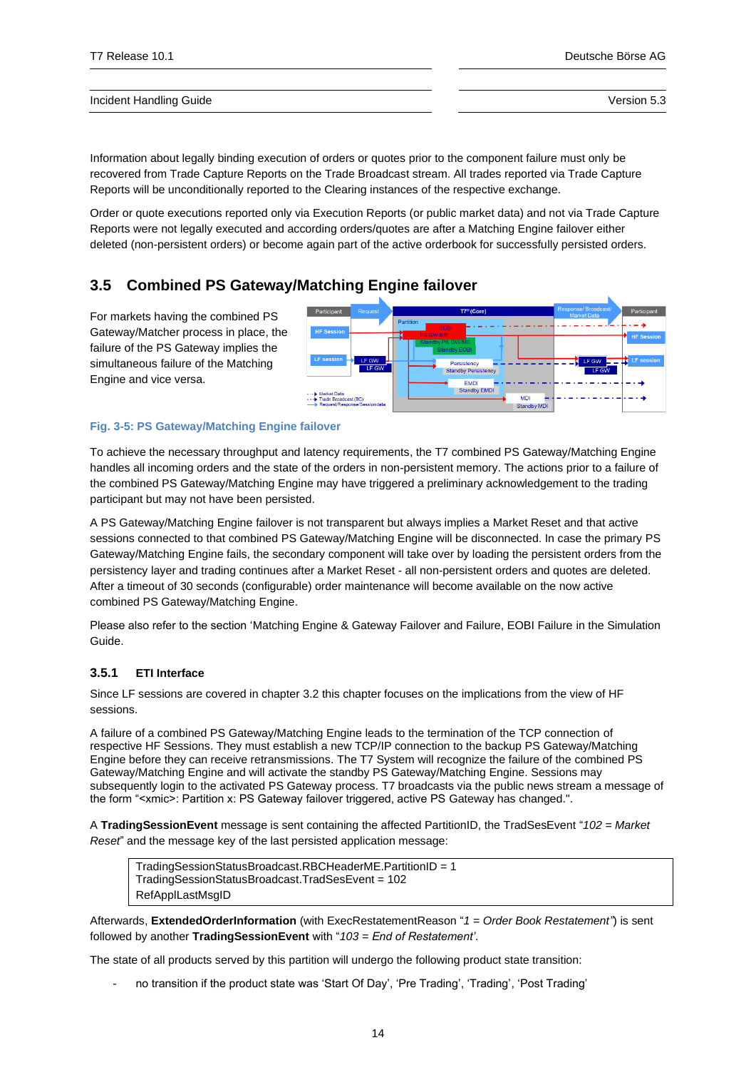Information about legally binding execution of orders or quotes prior to the component failure must only be recovered from Trade Capture Reports on the Trade Broadcast stream. All trades reported via Trade Capture Reports will be unconditionally reported to the Clearing instances of the respective exchange.

Order or quote executions reported only via Execution Reports (or public market data) and not via Trade Capture Reports were not legally executed and according orders/quotes are after a Matching Engine failover either deleted (non-persistent orders) or become again part of the active orderbook for successfully persisted orders.

## 3.5 Combined PS Gateway/Matching Engine failover

For markets having the combined PS Gateway/Matcher process in place, the failure of the PS Gateway implies the simultaneous failure of the Matching Engine and vice versa.

**Fig. 3-5: PS Gateway/Matching Engine failover**

To achieve the necessary throughput and latency requirements, the T7 combined PS Gateway/Matching Engine handles all incoming orders and the state of the orders in non-persistent memory. The actions prior to a failure of the combined PS Gateway/Matching Engine may have triggered a preliminary acknowledgement to the trading participant but may not have been persisted.

A PS Gateway/Matching Engine failover is not transparent but always implies a Market Reset and that active sessions connected to that combined PS Gateway/Matching Engine will be disconnected. In case the primary PS Gateway/Matching Engine fails, the secondary component will take over by loading the persistent orders from the persistency layer and trading continues after a Market Reset - all non-persistent orders and quotes are deleted. After a timeout of 30 seconds (configurable) order maintenance will become available on the now active combined PS Gateway/Matching Engine.

Please also refer to the section 'Matching Engine & Gateway Failover and Failure, EOBI Failure in the Simulation Guide.

### 3.5.1 ETI Interface

Since LF sessions are covered in chapter 3.2 this chapter focuses on the implications from the view of HF sessions.

A failure of a combined PS Gateway/Matching Engine leads to the termination of the TCP connection of respective HF Sessions. They must establish a new TCP/IP connection to the backup PS Gateway/Matching Engine before they can receive retransmissions. The T7 System will recognize the failure of the combined PS Gateway/Matching Engine and will activate the standby PS Gateway/Matching Engine. Sessions may subsequently login to the activated PS Gateway process. T7 broadcasts via the public news stream a message of the form "<xmic>: Partition x: PS Gateway failover triggered, active PS Gateway has changed.".

A **TradingSessionEvent** message is sent containing the affected PartitionID, the TradSesEvent "*102 = Market Reset*" and the message key of the last persisted application message:

```
TradingSessionStatusBroadcast.RBCHeaderME.PartitionID = 1
TradingSessionStatusBroadcast.TradSesEvent = 102
RefApplLastMsgID
```

Afterwards, **ExtendedOrderInformation** (with ExecRestatementReason "*1 = Order Book Restatement*") is sent followed by another **TradingSessionEvent** with "*103 = End of Restatement*'.

The state of all products served by this partition will undergo the following product state transition:

- no transition if the product state was 'Start Of Day', 'Pre Trading', 'Trading', 'Post Trading'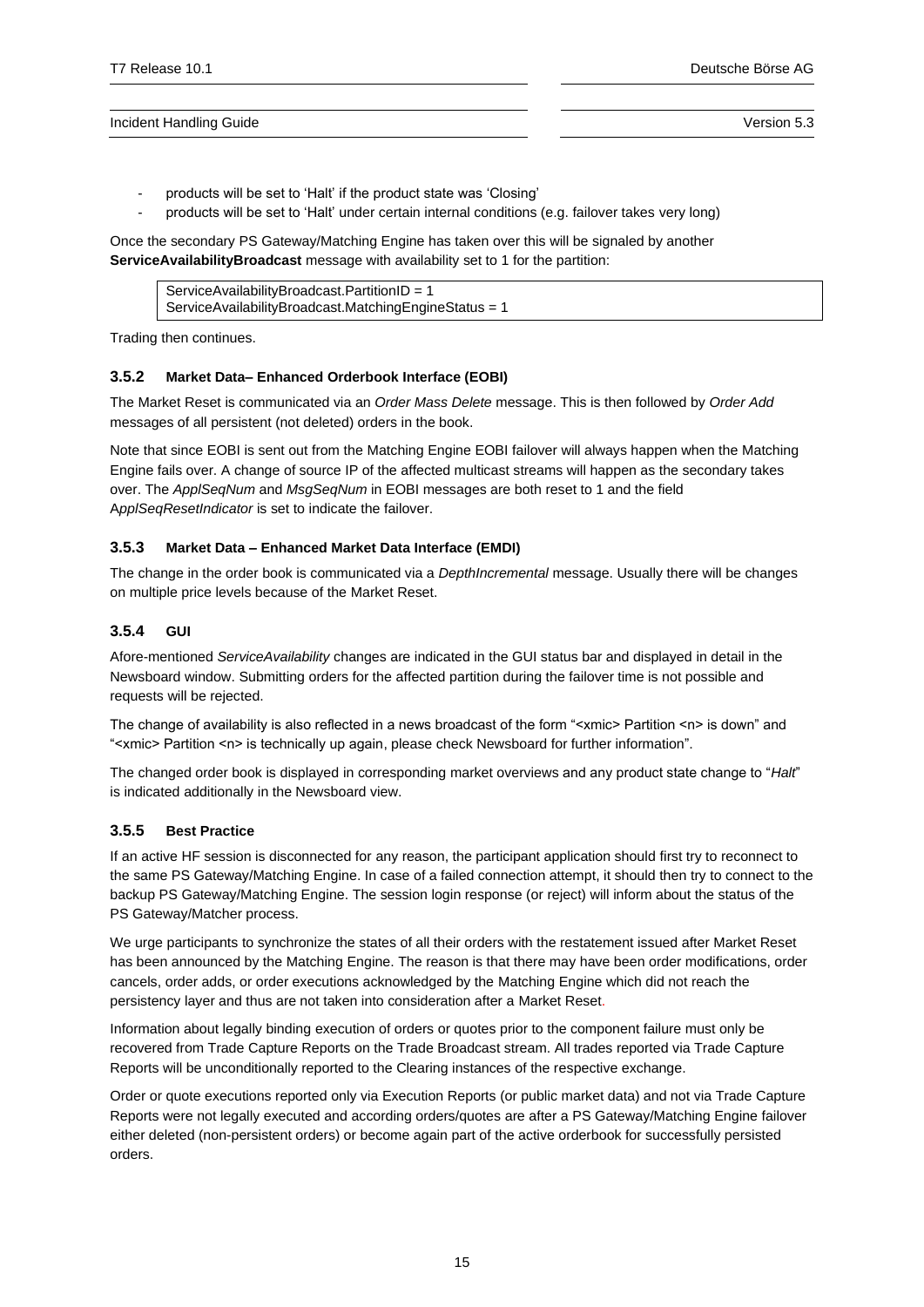- products will be set to 'Halt' if the product state was 'Closing'
- products will be set to 'Halt' under certain internal conditions (e.g. failover takes very long)

Once the secondary PS Gateway/Matching Engine has taken over this will be signaled by another **ServiceAvailabilityBroadcast** message with availability set to 1 for the partition:

```
ServiceAvailabilityBroadcast.PartitionID = 1
ServiceAvailabilityBroadcast.MatchingEngineStatus = 1
```

Trading then continues.

### 3.5.2 Market Data– Enhanced Orderbook Interface (EOBI)

The Market Reset is communicated via an *Order Mass Delete* message. This is then followed by *Order Add* messages of all persistent (not deleted) orders in the book.

Note that since EOBI is sent out from the Matching Engine EOBI failover will always happen when the Matching Engine fails over. A change of source IP of the affected multicast streams will happen as the secondary takes over. The *ApplSeqNum* and *MsgSeqNum* in EOBI messages are both reset to 1 and the field A*pplSeqResetIndicator* is set to indicate the failover.

### 3.5.3 Market Data – Enhanced Market Data Interface (EMDI)

The change in the order book is communicated via a *DepthIncremental* message. Usually there will be changes on multiple price levels because of the Market Reset.

### 3.5.4 GUI

Afore-mentioned *ServiceAvailability* changes are indicated in the GUI status bar and displayed in detail in the Newsboard window. Submitting orders for the affected partition during the failover time is not possible and requests will be rejected.

The change of availability is also reflected in a news broadcast of the form "<xmic> Partition <n> is down" and "<xmic> Partition <n> is technically up again, please check Newsboard for further information".

The changed order book is displayed in corresponding market overviews and any product state change to "*Halt*" is indicated additionally in the Newsboard view.

### 3.5.5 Best Practice

If an active HF session is disconnected for any reason, the participant application should first try to reconnect to the same PS Gateway/Matching Engine. In case of a failed connection attempt, it should then try to connect to the backup PS Gateway/Matching Engine. The session login response (or reject) will inform about the status of the PS Gateway/Matcher process.

We urge participants to synchronize the states of all their orders with the restatement issued after Market Reset has been announced by the Matching Engine. The reason is that there may have been order modifications, order cancels, order adds, or order executions acknowledged by the Matching Engine which did not reach the persistency layer and thus are not taken into consideration after a Market Reset.

Information about legally binding execution of orders or quotes prior to the component failure must only be recovered from Trade Capture Reports on the Trade Broadcast stream. All trades reported via Trade Capture Reports will be unconditionally reported to the Clearing instances of the respective exchange.

Order or quote executions reported only via Execution Reports (or public market data) and not via Trade Capture Reports were not legally executed and according orders/quotes are after a PS Gateway/Matching Engine failover either deleted (non-persistent orders) or become again part of the active orderbook for successfully persisted orders.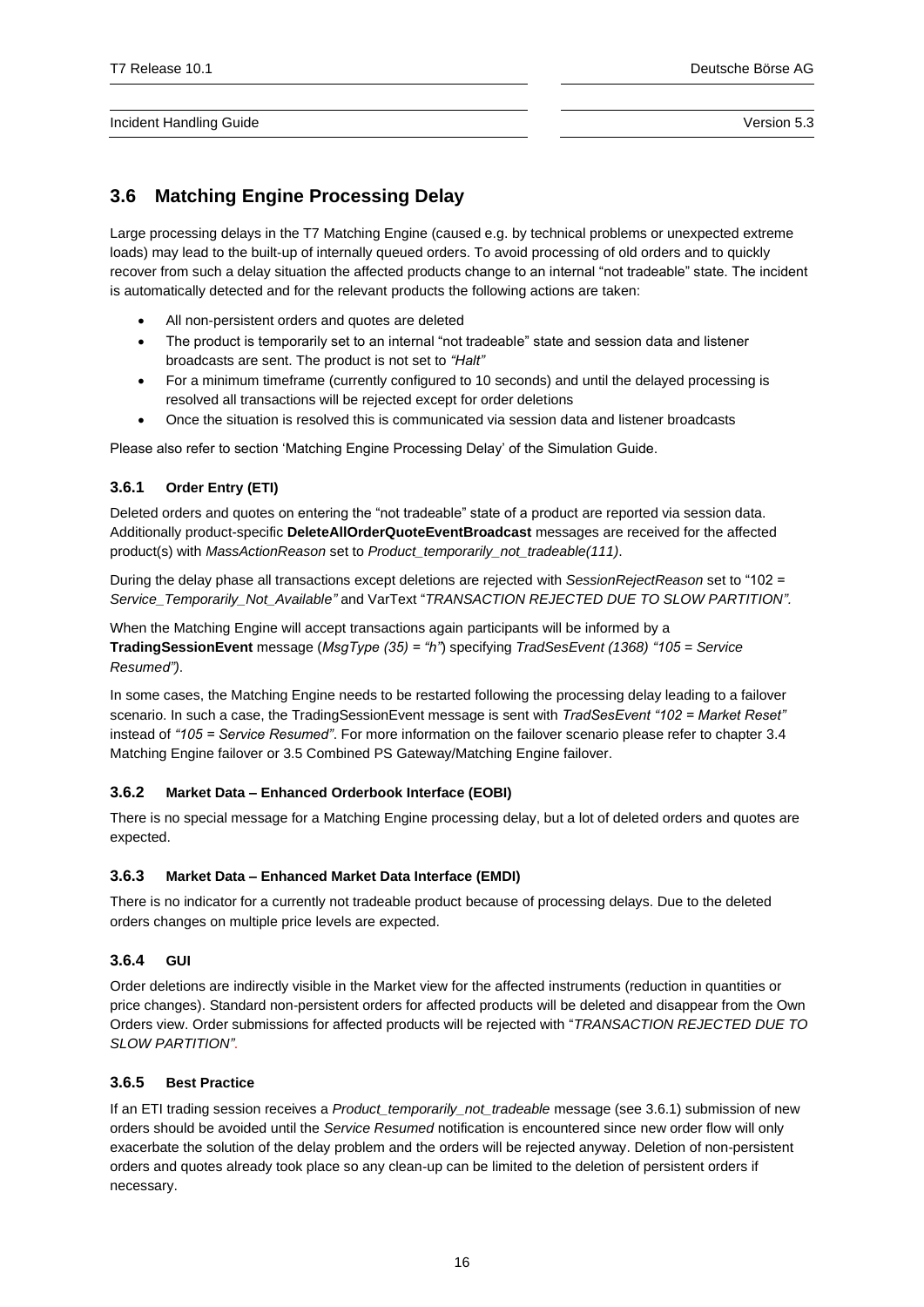## 3.6 Matching Engine Processing Delay

Large processing delays in the T7 Matching Engine (caused e.g. by technical problems or unexpected extreme loads) may lead to the built-up of internally queued orders. To avoid processing of old orders and to quickly recover from such a delay situation the affected products change to an internal "not tradeable" state. The incident is automatically detected and for the relevant products the following actions are taken:

- All non-persistent orders and quotes are deleted
- The product is temporarily set to an internal "not tradeable" state and session data and listener broadcasts are sent. The product is not set to *"Halt"*
- For a minimum timeframe (currently configured to 10 seconds) and until the delayed processing is resolved all transactions will be rejected except for order deletions
- Once the situation is resolved this is communicated via session data and listener broadcasts

Please also refer to section 'Matching Engine Processing Delay' of the Simulation Guide.

### 3.6.1 Order Entry (ETI)

Deleted orders and quotes on entering the "not tradeable" state of a product are reported via session data. Additionally product-specific **DeleteAllOrderQuoteEventBroadcast** messages are received for the affected product(s) with *MassActionReason* set to *Product_temporarily_not_tradeable(111)*.

During the delay phase all transactions except deletions are rejected with *SessionRejectReason* set to "102 = *Service_Temporarily_Not_Available"* and VarText "*TRANSACTION REJECTED DUE TO SLOW PARTITION"*.

When the Matching Engine will accept transactions again participants will be informed by a **TradingSessionEvent** message (*MsgType (35) = "h"*) specifying *TradSesEvent (1368) "105 = Service Resumed")*.

In some cases, the Matching Engine needs to be restarted following the processing delay leading to a failover scenario. In such a case, the TradingSessionEvent message is sent with *TradSesEvent "102 = Market Reset"* instead of *"105 = Service Resumed"*. For more information on the failover scenario please refer to chapter 3.4 Matching Engine failover or 3.5 Combined PS Gateway/Matching Engine failover.

### 3.6.2 Market Data – Enhanced Orderbook Interface (EOBI)

There is no special message for a Matching Engine processing delay, but a lot of deleted orders and quotes are expected.

### 3.6.3 Market Data – Enhanced Market Data Interface (EMDI)

There is no indicator for a currently not tradeable product because of processing delays. Due to the deleted orders changes on multiple price levels are expected.

### 3.6.4 GUI

Order deletions are indirectly visible in the Market view for the affected instruments (reduction in quantities or price changes). Standard non-persistent orders for affected products will be deleted and disappear from the Own Orders view. Order submissions for affected products will be rejected with "*TRANSACTION REJECTED DUE TO SLOW PARTITION"*.

### 3.6.5 Best Practice

If an ETI trading session receives a *Product_temporarily_not_tradeable* message (see 3.6.1) submission of new orders should be avoided until the *Service Resumed* notification is encountered since new order flow will only exacerbate the solution of the delay problem and the orders will be rejected anyway. Deletion of non-persistent orders and quotes already took place so any clean-up can be limited to the deletion of persistent orders if necessary.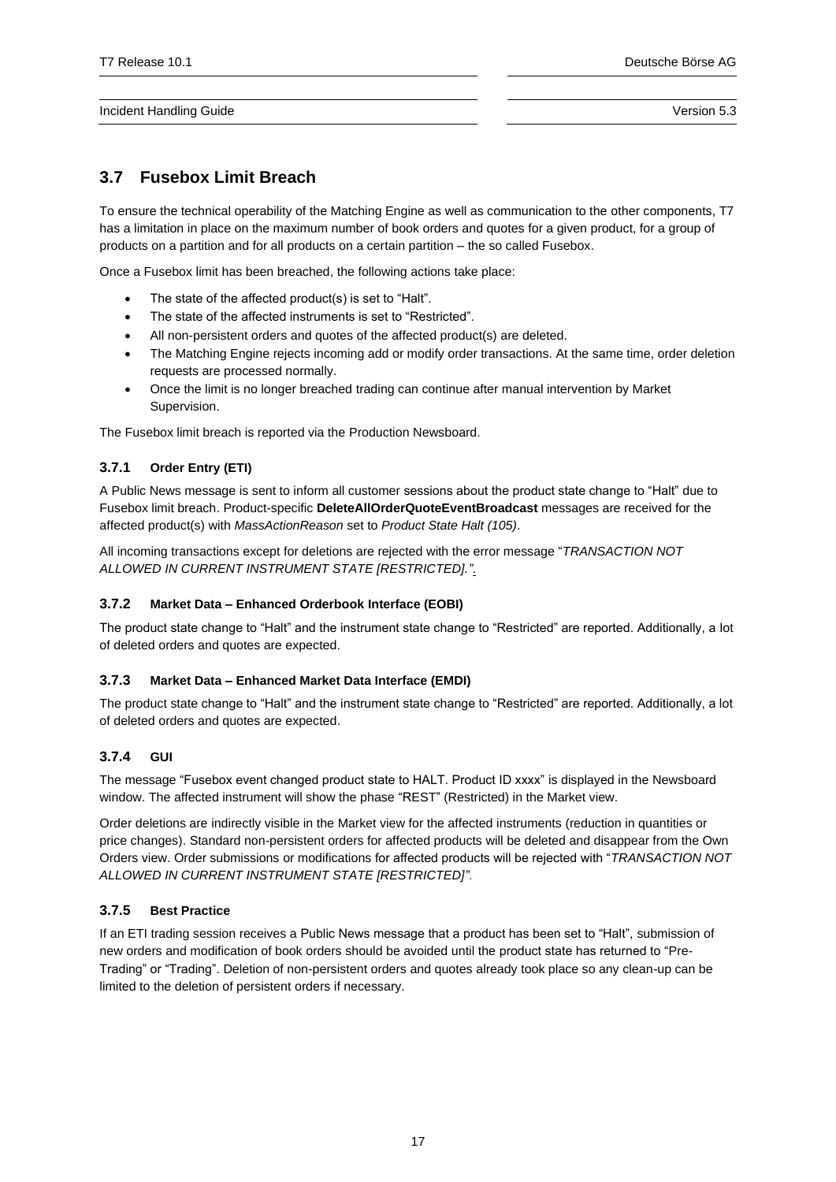## 3.7 Fusebox Limit Breach

To ensure the technical operability of the Matching Engine as well as communication to the other components, T7 has a limitation in place on the maximum number of book orders and quotes for a given product, for a group of products on a partition and for all products on a certain partition – the so called Fusebox.

Once a Fusebox limit has been breached, the following actions take place:

- The state of the affected product(s) is set to "Halt".
- The state of the affected instruments is set to "Restricted".
- All non-persistent orders and quotes of the affected product(s) are deleted.
- The Matching Engine rejects incoming add or modify order transactions. At the same time, order deletion requests are processed normally.
- Once the limit is no longer breached trading can continue after manual intervention by Market Supervision.

The Fusebox limit breach is reported via the Production Newsboard.

### 3.7.1 Order Entry (ETI)

A Public News message is sent to inform all customer sessions about the product state change to "Halt" due to Fusebox limit breach. Product-specific **DeleteAllOrderQuoteEventBroadcast** messages are received for the affected product(s) with *MassActionReason* set to *Product State Halt (105)*.

All incoming transactions except for deletions are rejected with the error message "*TRANSACTION NOT ALLOWED IN CURRENT INSTRUMENT STATE [RESTRICTED]."*.

### 3.7.2 Market Data – Enhanced Orderbook Interface (EOBI)

The product state change to "Halt" and the instrument state change to "Restricted" are reported. Additionally, a lot of deleted orders and quotes are expected.

### 3.7.3 Market Data – Enhanced Market Data Interface (EMDI)

The product state change to "Halt" and the instrument state change to "Restricted" are reported. Additionally, a lot of deleted orders and quotes are expected.

### 3.7.4 GUI

The message "Fusebox event changed product state to HALT. Product ID xxxx" is displayed in the Newsboard window. The affected instrument will show the phase "REST" (Restricted) in the Market view.

Order deletions are indirectly visible in the Market view for the affected instruments (reduction in quantities or price changes). Standard non-persistent orders for affected products will be deleted and disappear from the Own Orders view. Order submissions or modifications for affected products will be rejected with "*TRANSACTION NOT ALLOWED IN CURRENT INSTRUMENT STATE [RESTRICTED]"*.

### 3.7.5 Best Practice

If an ETI trading session receives a Public News message that a product has been set to "Halt", submission of new orders and modification of book orders should be avoided until the product state has returned to "Pre-Trading" or "Trading". Deletion of non-persistent orders and quotes already took place so any clean-up can be limited to the deletion of persistent orders if necessary.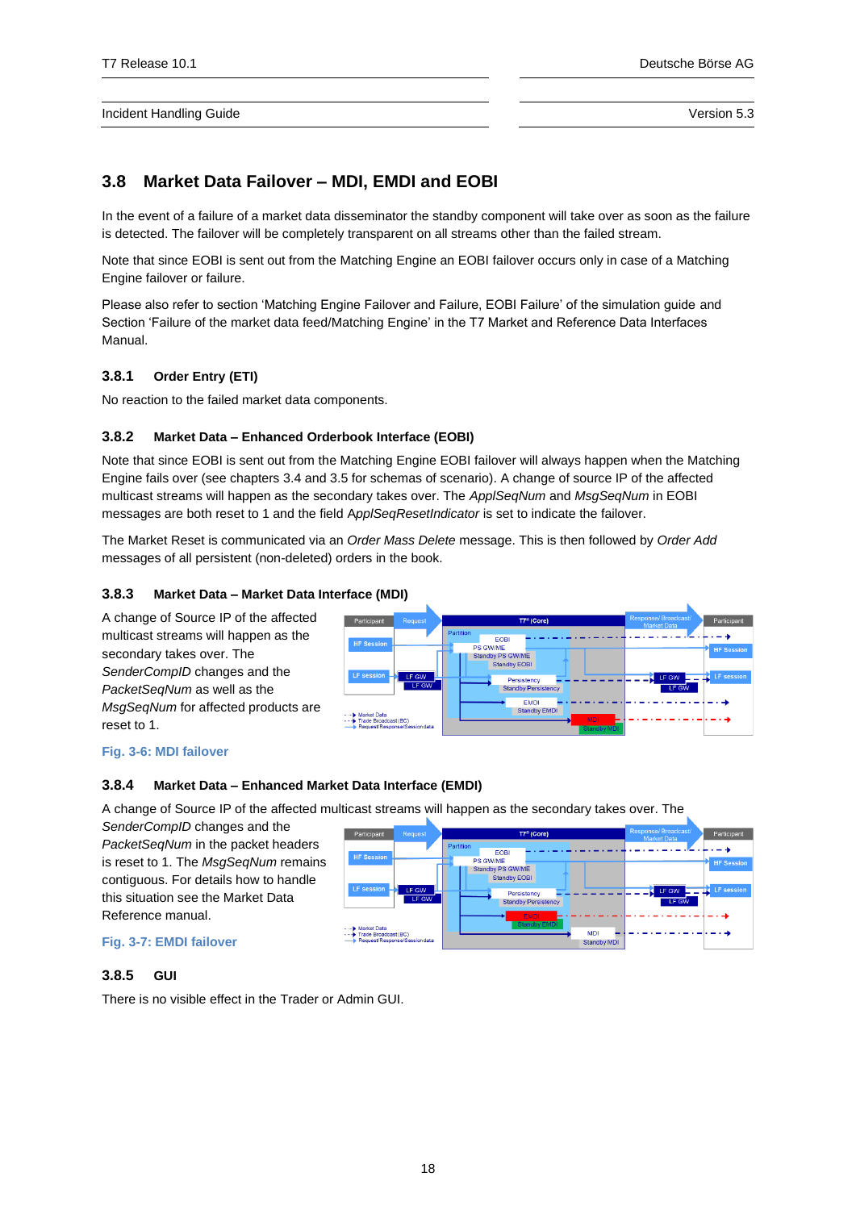## 3.8 Market Data Failover – MDI, EMDI and EOBI

In the event of a failure of a market data disseminator the standby component will take over as soon as the failure is detected. The failover will be completely transparent on all streams other than the failed stream.

Note that since EOBI is sent out from the Matching Engine an EOBI failover occurs only in case of a Matching Engine failover or failure.

Please also refer to section 'Matching Engine Failover and Failure, EOBI Failure' of the simulation guide and Section 'Failure of the market data feed/Matching Engine' in the T7 Market and Reference Data Interfaces Manual.

### 3.8.1 Order Entry (ETI)

No reaction to the failed market data components.

### 3.8.2 Market Data – Enhanced Orderbook Interface (EOBI)

Note that since EOBI is sent out from the Matching Engine EOBI failover will always happen when the Matching Engine fails over (see chapters 3.4 and 3.5 for schemas of scenario). A change of source IP of the affected multicast streams will happen as the secondary takes over. The *ApplSeqNum* and *MsgSeqNum* in EOBI messages are both reset to 1 and the field *ApplSeqResetIndicator* is set to indicate the failover.

The Market Reset is communicated via an *Order Mass Delete* message. This is then followed by *Order Add* messages of all persistent (non-deleted) orders in the book.

### 3.8.3 Market Data – Market Data Interface (MDI)

A change of Source IP of the affected multicast streams will happen as the secondary takes over. The *SenderCompID* changes and the *PacketSeqNum* as well as the *MsgSeqNum* for affected products are reset to 1.

Fig. 3-6: MDI failover

### 3.8.4 Market Data – Enhanced Market Data Interface (EMDI)

A change of Source IP of the affected multicast streams will happen as the secondary takes over. The *SenderCompID* changes and the *PacketSeqNum* in the packet headers is reset to 1. The *MsgSeqNum* remains contiguous. For details how to handle this situation see the Market Data Reference manual.

Fig. 3-7: EMDI failover

### 3.8.5 GUI

There is no visible effect in the Trader or Admin GUI.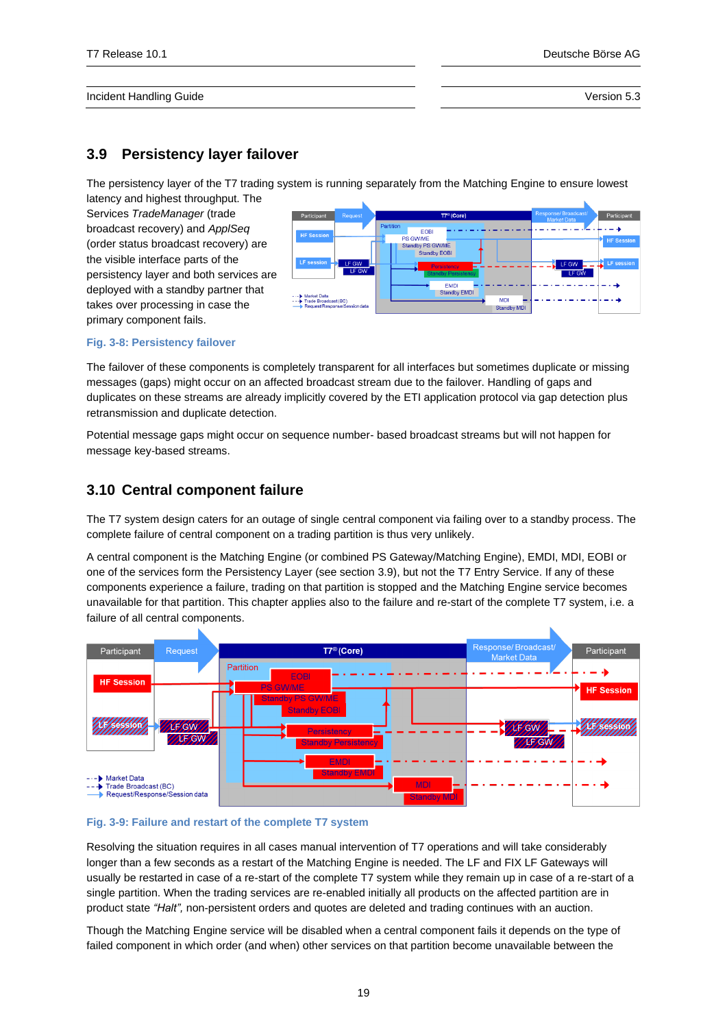## 3.9 Persistency layer failover

The persistency layer of the T7 trading system is running separately from the Matching Engine to ensure lowest latency and highest throughput. The Services *TradeManager* (trade broadcast recovery) and *ApplSeq* (order status broadcast recovery) are the visible interface parts of the persistency layer and both services are deployed with a standby partner that takes over processing in case the primary component fails.

Fig. 3-8: Persistency failover

The failover of these components is completely transparent for all interfaces but sometimes duplicate or missing messages (gaps) might occur on an affected broadcast stream due to the failover. Handling of gaps and duplicates on these streams are already implicitly covered by the ETI application protocol via gap detection plus retransmission and duplicate detection.

Potential message gaps might occur on sequence number- based broadcast streams but will not happen for message key-based streams.

## 3.10 Central component failure

The T7 system design caters for an outage of single central component via failing over to a standby process. The complete failure of central component on a trading partition is thus very unlikely.

A central component is the Matching Engine (or combined PS Gateway/Matching Engine), EMDI, MDI, EOBI or one of the services form the Persistency Layer (see section 3.9), but not the T7 Entry Service. If any of these components experience a failure, trading on that partition is stopped and the Matching Engine service becomes unavailable for that partition. This chapter applies also to the failure and re-start of the complete T7 system, i.e. a failure of all central components.

Fig. 3-9: Failure and restart of the complete T7 system

Resolving the situation requires in all cases manual intervention of T7 operations and will take considerably longer than a few seconds as a restart of the Matching Engine is needed. The LF and FIX LF Gateways will usually be restarted in case of a re-start of the complete T7 system while they remain up in case of a re-start of a single partition. When the trading services are re-enabled initially all products on the affected partition are in product state *"Halt"*, non-persistent orders and quotes are deleted and trading continues with an auction.

Though the Matching Engine service will be disabled when a central component fails it depends on the type of failed component in which order (and when) other services on that partition become unavailable between the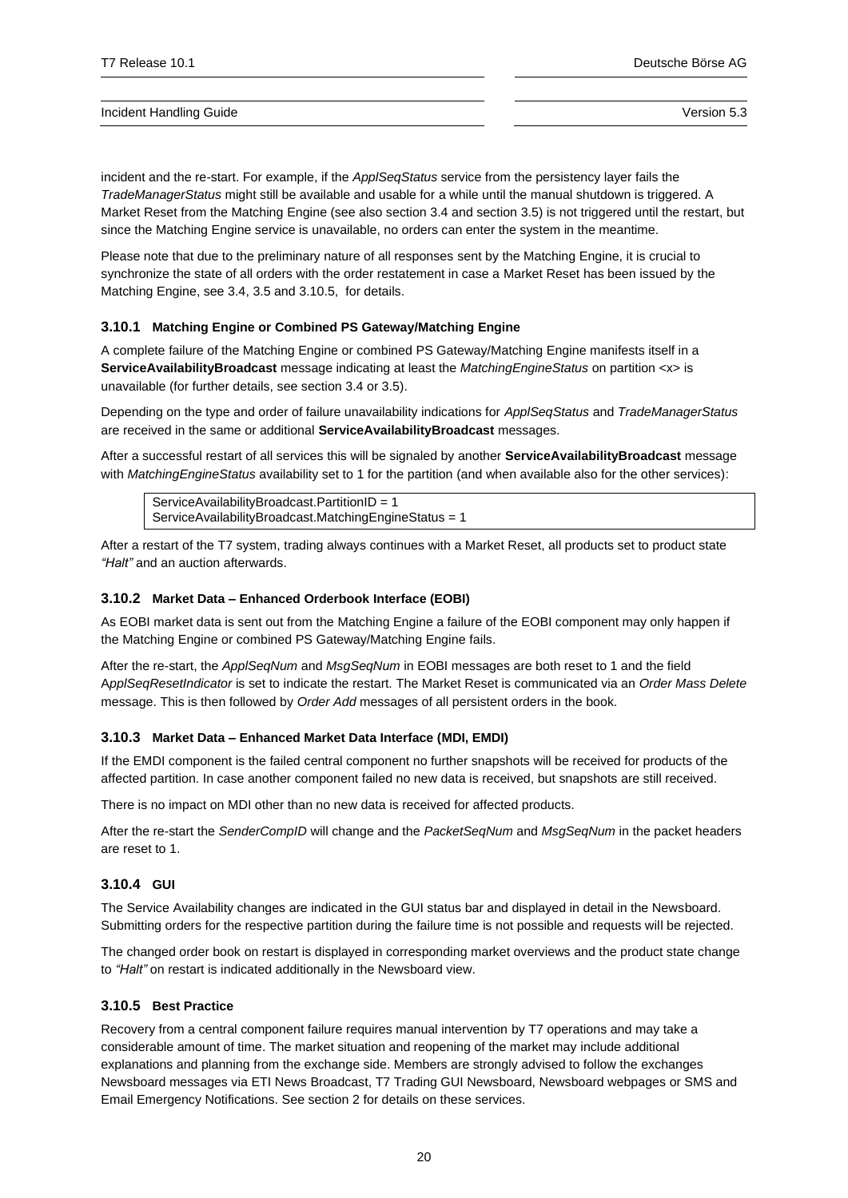incident and the re-start. For example, if the *ApplSeqStatus* service from the persistency layer fails the *TradeManagerStatus* might still be available and usable for a while until the manual shutdown is triggered. A Market Reset from the Matching Engine (see also section 3.4 and section 3.5) is not triggered until the restart, but since the Matching Engine service is unavailable, no orders can enter the system in the meantime.

Please note that due to the preliminary nature of all responses sent by the Matching Engine, it is crucial to synchronize the state of all orders with the order restatement in case a Market Reset has been issued by the Matching Engine, see 3.4, 3.5 and 3.10.5, for details.

### 3.10.1 Matching Engine or Combined PS Gateway/Matching Engine

A complete failure of the Matching Engine or combined PS Gateway/Matching Engine manifests itself in a **ServiceAvailabilityBroadcast** message indicating at least the *MatchingEngineStatus* on partition <x> is unavailable (for further details, see section 3.4 or 3.5).

Depending on the type and order of failure unavailability indications for *ApplSeqStatus* and *TradeManagerStatus* are received in the same or additional **ServiceAvailabilityBroadcast** messages.

After a successful restart of all services this will be signaled by another **ServiceAvailabilityBroadcast** message with *MatchingEngineStatus* availability set to 1 for the partition (and when available also for the other services):

```
ServiceAvailabilityBroadcast.PartitionID = 1
ServiceAvailabilityBroadcast.MatchingEngineStatus = 1
```

After a restart of the T7 system, trading always continues with a Market Reset, all products set to product state *"Halt"* and an auction afterwards.

### 3.10.2 Market Data – Enhanced Orderbook Interface (EOBI)

As EOBI market data is sent out from the Matching Engine a failure of the EOBI component may only happen if the Matching Engine or combined PS Gateway/Matching Engine fails.

After the re-start, the *ApplSeqNum* and *MsgSeqNum* in EOBI messages are both reset to 1 and the field *ApplSeqResetIndicator* is set to indicate the restart. The Market Reset is communicated via an *Order Mass Delete* message. This is then followed by *Order Add* messages of all persistent orders in the book.

### 3.10.3 Market Data – Enhanced Market Data Interface (MDI, EMDI)

If the EMDI component is the failed central component no further snapshots will be received for products of the affected partition. In case another component failed no new data is received, but snapshots are still received.

There is no impact on MDI other than no new data is received for affected products.

After the re-start the *SenderCompID* will change and the *PacketSeqNum* and *MsgSeqNum* in the packet headers are reset to 1.

### 3.10.4 GUI

The Service Availability changes are indicated in the GUI status bar and displayed in detail in the Newsboard. Submitting orders for the respective partition during the failure time is not possible and requests will be rejected.

The changed order book on restart is displayed in corresponding market overviews and the product state change to *"Halt"* on restart is indicated additionally in the Newsboard view.

### 3.10.5 Best Practice

Recovery from a central component failure requires manual intervention by T7 operations and may take a considerable amount of time. The market situation and reopening of the market may include additional explanations and planning from the exchange side. Members are strongly advised to follow the exchanges Newsboard messages via ETI News Broadcast, T7 Trading GUI Newsboard, Newsboard webpages or SMS and Email Emergency Notifications. See section 2 for details on these services.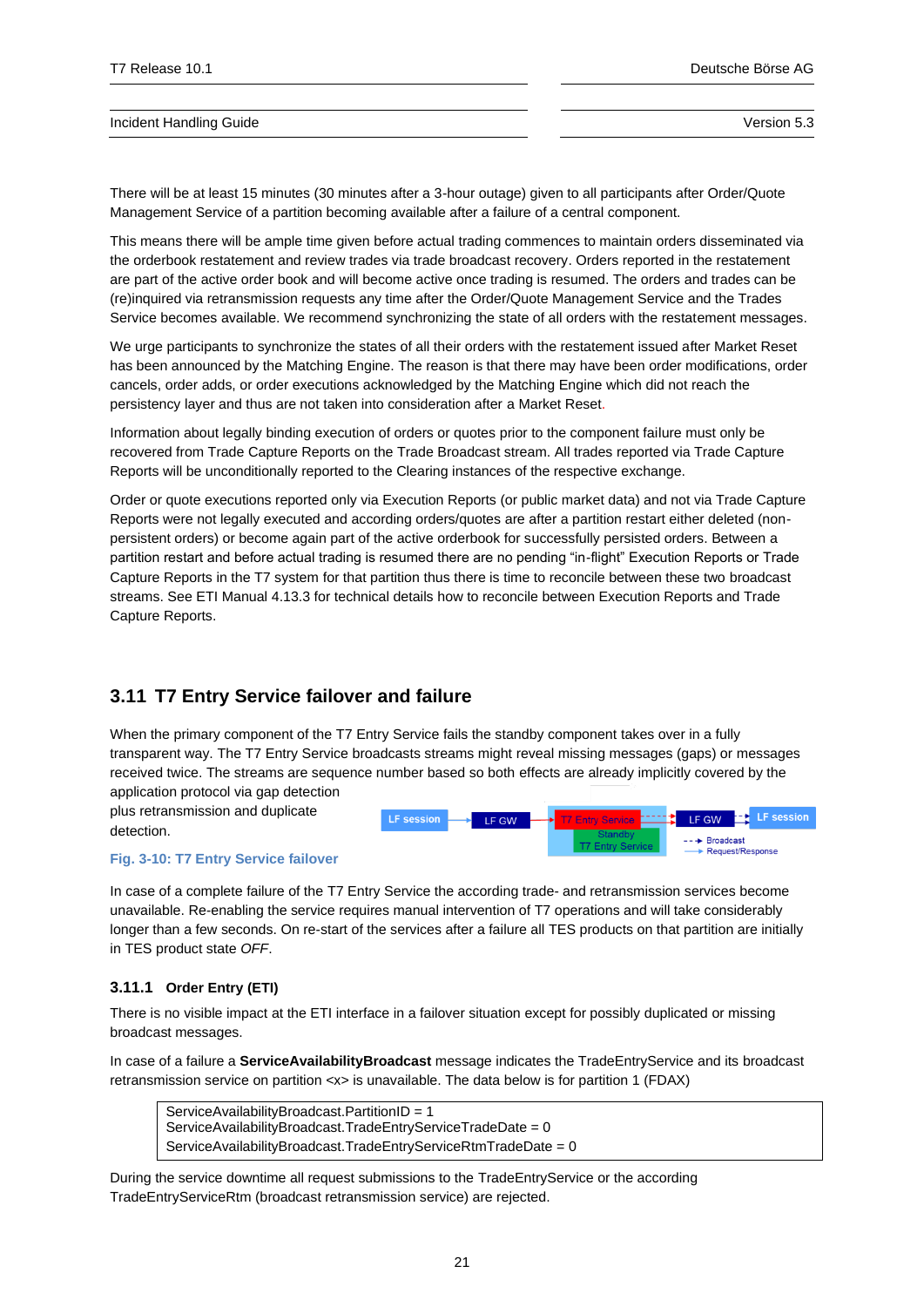There will be at least 15 minutes (30 minutes after a 3-hour outage) given to all participants after Order/Quote Management Service of a partition becoming available after a failure of a central component.

This means there will be ample time given before actual trading commences to maintain orders disseminated via the orderbook restatement and review trades via trade broadcast recovery. Orders reported in the restatement are part of the active order book and will become active once trading is resumed. The orders and trades can be (re)inquired via retransmission requests any time after the Order/Quote Management Service and the Trades Service becomes available. We recommend synchronizing the state of all orders with the restatement messages.

We urge participants to synchronize the states of all their orders with the restatement issued after Market Reset has been announced by the Matching Engine. The reason is that there may have been order modifications, order cancels, order adds, or order executions acknowledged by the Matching Engine which did not reach the persistency layer and thus are not taken into consideration after a Market Reset.

Information about legally binding execution of orders or quotes prior to the component failure must only be recovered from Trade Capture Reports on the Trade Broadcast stream. All trades reported via Trade Capture Reports will be unconditionally reported to the Clearing instances of the respective exchange.

Order or quote executions reported only via Execution Reports (or public market data) and not via Trade Capture Reports were not legally executed and according orders/quotes are after a partition restart either deleted (non-persistent orders) or become again part of the active orderbook for successfully persisted orders. Between a partition restart and before actual trading is resumed there are no pending “in-flight” Execution Reports or Trade Capture Reports in the T7 system for that partition thus there is time to reconcile between these two broadcast streams. See ETI Manual 4.13.3 for technical details how to reconcile between Execution Reports and Trade Capture Reports.

## 3.11 T7 Entry Service failover and failure

When the primary component of the T7 Entry Service fails the standby component takes over in a fully transparent way. The T7 Entry Service broadcasts streams might reveal missing messages (gaps) or messages received twice. The streams are sequence number based so both effects are already implicitly covered by the application protocol via gap detection plus retransmission and duplicate detection.

LF session → LF GW → T7 Entry Service / Standby T7 Entry Service → LF GW → LF session

Broadcast
Request/Response

**Fig. 3-10: T7 Entry Service failover**

In case of a complete failure of the T7 Entry Service the according trade- and retransmission services become unavailable. Re-enabling the service requires manual intervention of T7 operations and will take considerably longer than a few seconds. On re-start of the services after a failure all TES products on that partition are initially in TES product state *OFF*.

### 3.11.1 Order Entry (ETI)

There is no visible impact at the ETI interface in a failover situation except for possibly duplicated or missing broadcast messages.

In case of a failure a **ServiceAvailabilityBroadcast** message indicates the TradeEntryService and its broadcast retransmission service on partition <x> is unavailable. The data below is for partition 1 (FDAX)

```
ServiceAvailabilityBroadcast.PartitionID = 1
ServiceAvailabilityBroadcast.TradeEntryServiceTradeDate = 0
ServiceAvailabilityBroadcast.TradeEntryServiceRtmTradeDate = 0
```

During the service downtime all request submissions to the TradeEntryService or the according TradeEntryServiceRtm (broadcast retransmission service) are rejected.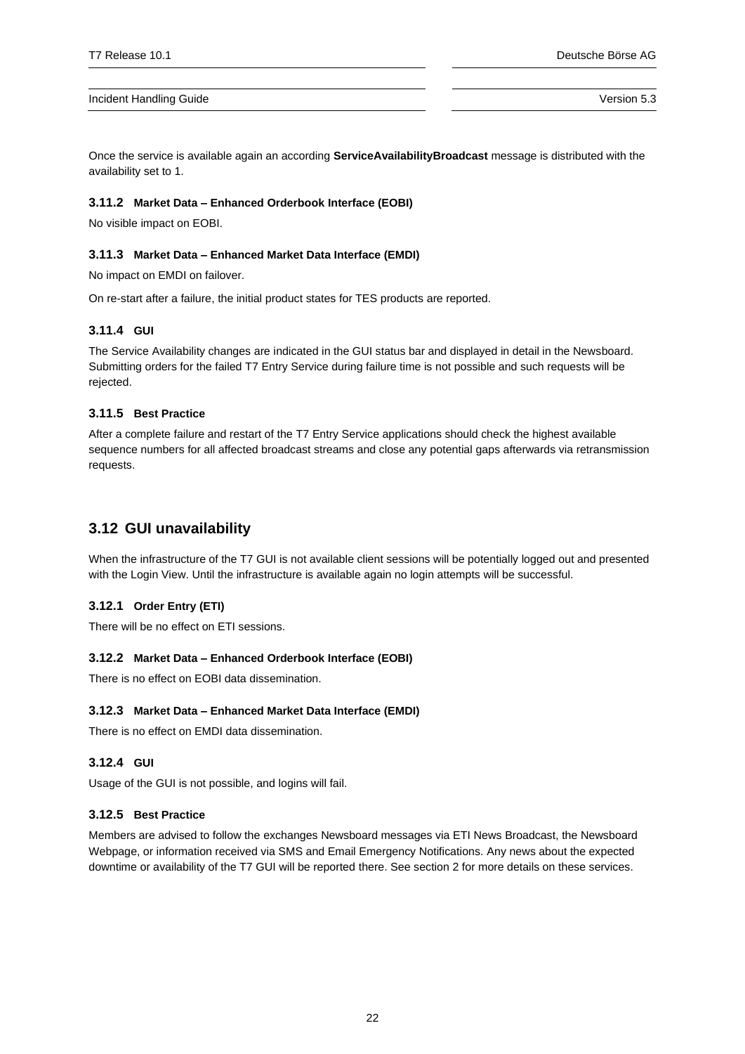Once the service is available again an according **ServiceAvailabilityBroadcast** message is distributed with the availability set to 1.

### 3.11.2 Market Data – Enhanced Orderbook Interface (EOBI)

No visible impact on EOBI.

### 3.11.3 Market Data – Enhanced Market Data Interface (EMDI)

No impact on EMDI on failover.

On re-start after a failure, the initial product states for TES products are reported.

### 3.11.4 GUI

The Service Availability changes are indicated in the GUI status bar and displayed in detail in the Newsboard. Submitting orders for the failed T7 Entry Service during failure time is not possible and such requests will be rejected.

### 3.11.5 Best Practice

After a complete failure and restart of the T7 Entry Service applications should check the highest available sequence numbers for all affected broadcast streams and close any potential gaps afterwards via retransmission requests.

## 3.12 GUI unavailability

When the infrastructure of the T7 GUI is not available client sessions will be potentially logged out and presented with the Login View. Until the infrastructure is available again no login attempts will be successful.

### 3.12.1 Order Entry (ETI)

There will be no effect on ETI sessions.

### 3.12.2 Market Data – Enhanced Orderbook Interface (EOBI)

There is no effect on EOBI data dissemination.

### 3.12.3 Market Data – Enhanced Market Data Interface (EMDI)

There is no effect on EMDI data dissemination.

### 3.12.4 GUI

Usage of the GUI is not possible, and logins will fail.

### 3.12.5 Best Practice

Members are advised to follow the exchanges Newsboard messages via ETI News Broadcast, the Newsboard Webpage, or information received via SMS and Email Emergency Notifications. Any news about the expected downtime or availability of the T7 GUI will be reported there. See section 2 for more details on these services.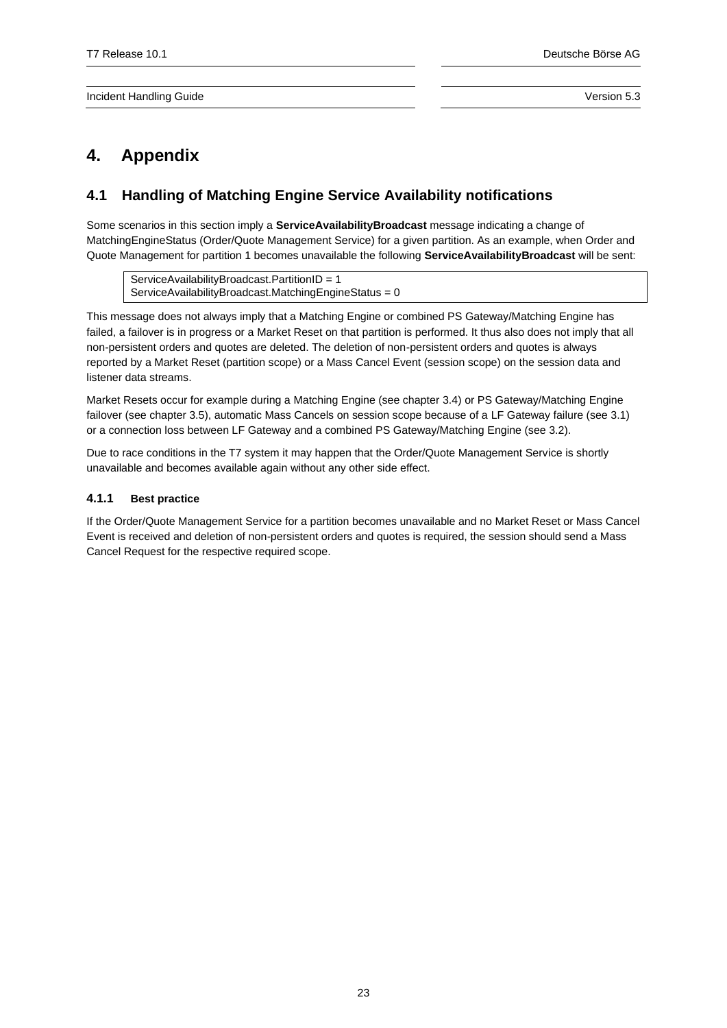# 4. Appendix

## 4.1 Handling of Matching Engine Service Availability notifications

Some scenarios in this section imply a **ServiceAvailabilityBroadcast** message indicating a change of MatchingEngineStatus (Order/Quote Management Service) for a given partition. As an example, when Order and Quote Management for partition 1 becomes unavailable the following **ServiceAvailabilityBroadcast** will be sent:

```
ServiceAvailabilityBroadcast.PartitionID = 1
ServiceAvailabilityBroadcast.MatchingEngineStatus = 0
```

This message does not always imply that a Matching Engine or combined PS Gateway/Matching Engine has failed, a failover is in progress or a Market Reset on that partition is performed. It thus also does not imply that all non-persistent orders and quotes are deleted. The deletion of non-persistent orders and quotes is always reported by a Market Reset (partition scope) or a Mass Cancel Event (session scope) on the session data and listener data streams.

Market Resets occur for example during a Matching Engine (see chapter 3.4) or PS Gateway/Matching Engine failover (see chapter 3.5), automatic Mass Cancels on session scope because of a LF Gateway failure (see 3.1) or a connection loss between LF Gateway and a combined PS Gateway/Matching Engine (see 3.2).

Due to race conditions in the T7 system it may happen that the Order/Quote Management Service is shortly unavailable and becomes available again without any other side effect.

### 4.1.1 Best practice

If the Order/Quote Management Service for a partition becomes unavailable and no Market Reset or Mass Cancel Event is received and deletion of non-persistent orders and quotes is required, the session should send a Mass Cancel Request for the respective required scope.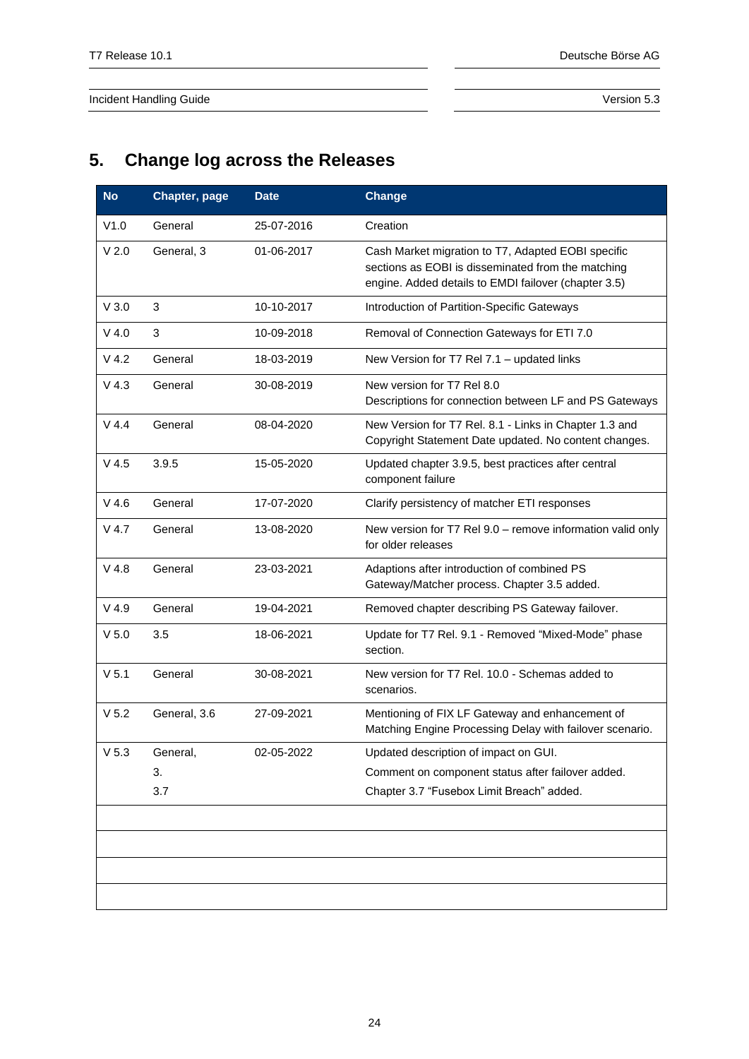# 5. Change log across the Releases

| No | Chapter, page | Date | Change |
|---|---|---|---|
| V1.0 | General | 25-07-2016 | Creation |
| V 2.0 | General, 3 | 01-06-2017 | Cash Market migration to T7, Adapted EOBI specific sections as EOBI is disseminated from the matching engine. Added details to EMDI failover (chapter 3.5) |
| V 3.0 | 3 | 10-10-2017 | Introduction of Partition-Specific Gateways |
| V 4.0 | 3 | 10-09-2018 | Removal of Connection Gateways for ETI 7.0 |
| V 4.2 | General | 18-03-2019 | New Version for T7 Rel 7.1 – updated links |
| V 4.3 | General | 30-08-2019 | New version for T7 Rel 8.0<br>Descriptions for connection between LF and PS Gateways |
| V 4.4 | General | 08-04-2020 | New Version for T7 Rel. 8.1 - Links in Chapter 1.3 and Copyright Statement Date updated. No content changes. |
| V 4.5 | 3.9.5 | 15-05-2020 | Updated chapter 3.9.5, best practices after central component failure |
| V 4.6 | General | 17-07-2020 | Clarify persistency of matcher ETI responses |
| V 4.7 | General | 13-08-2020 | New version for T7 Rel 9.0 – remove information valid only for older releases |
| V 4.8 | General | 23-03-2021 | Adaptions after introduction of combined PS Gateway/Matcher process. Chapter 3.5 added. |
| V 4.9 | General | 19-04-2021 | Removed chapter describing PS Gateway failover. |
| V 5.0 | 3.5 | 18-06-2021 | Update for T7 Rel. 9.1 - Removed "Mixed-Mode" phase section. |
| V 5.1 | General | 30-08-2021 | New version for T7 Rel. 10.0 - Schemas added to scenarios. |
| V 5.2 | General, 3.6 | 27-09-2021 | Mentioning of FIX LF Gateway and enhancement of Matching Engine Processing Delay with failover scenario. |
| V 5.3 | General,<br>3.<br>3.7 | 02-05-2022 | Updated description of impact on GUI.<br>Comment on component status after failover added.<br>Chapter 3.7 "Fusebox Limit Breach" added. |
| | | | |
| | | | |
| | | | |
| | | | |